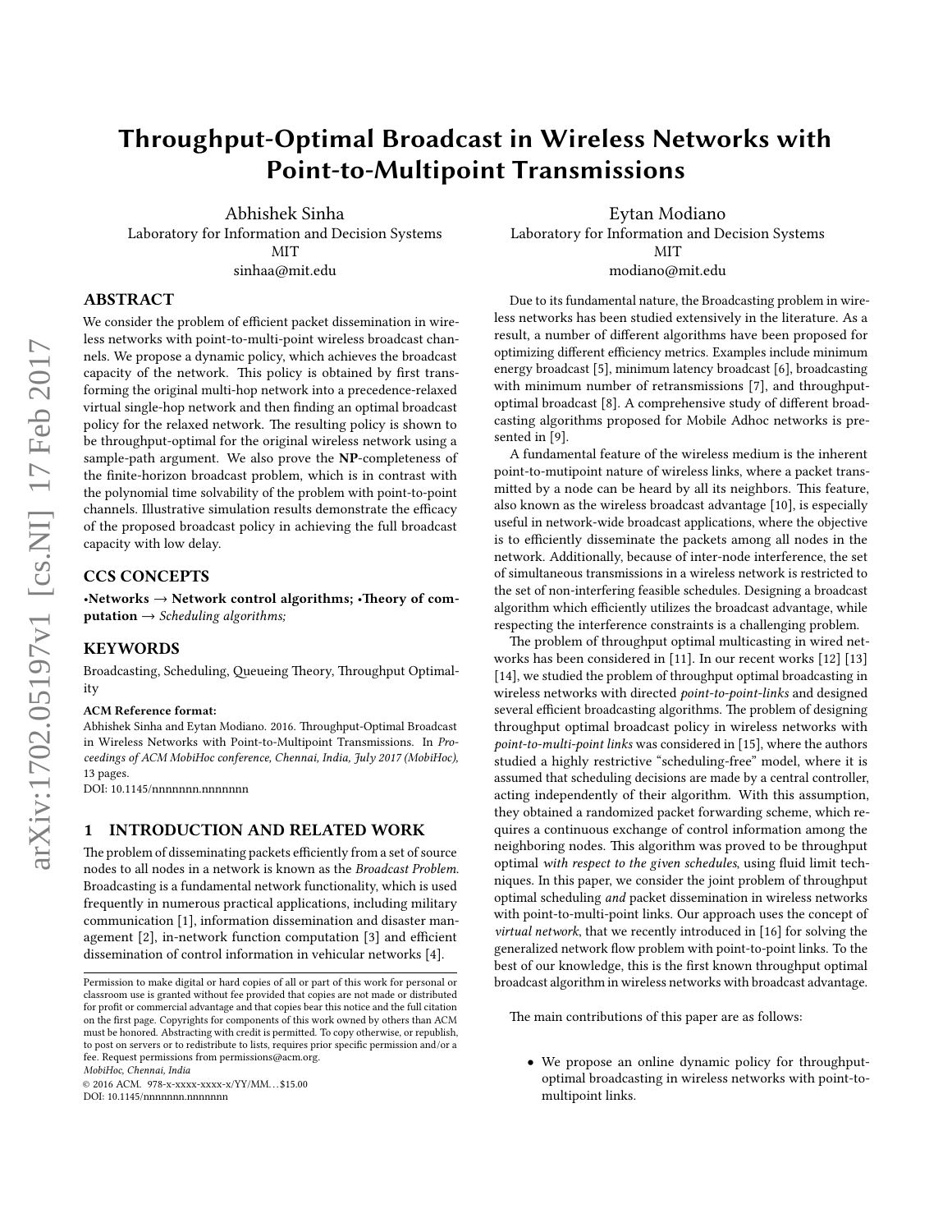# Throughput-Optimal Broadcast in Wireless Networks with Point-to-Multipoint Transmissions

Abhishek Sinha
Laboratory for Information and Decision Systems
MIT
sinhaa@mit.edu

Eytan Modiano
Laboratory for Information and Decision Systems
MIT
modiano@mit.edu

## ABSTRACT

We consider the problem of efficient packet dissemination in wireless networks with point-to-multi-point wireless broadcast channels. We propose a dynamic policy, which achieves the broadcast capacity of the network. This policy is obtained by first transforming the original multi-hop network into a precedence-relaxed virtual single-hop network and then finding an optimal broadcast policy for the relaxed network. The resulting policy is shown to be throughput-optimal for the original wireless network using a sample-path argument. We also prove the **NP**-completeness of the finite-horizon broadcast problem, which is in contrast with the polynomial time solvability of the problem with point-to-point channels. Illustrative simulation results demonstrate the efficacy of the proposed broadcast policy in achieving the full broadcast capacity with low delay.

## CCS CONCEPTS

•**Networks** → **Network control algorithms;** •**Theory of computation** → *Scheduling algorithms;*

## KEYWORDS

Broadcasting, Scheduling, Queueing Theory, Throughput Optimality

**ACM Reference format:**
Abhishek Sinha and Eytan Modiano. 2016. Throughput-Optimal Broadcast in Wireless Networks with Point-to-Multipoint Transmissions. In *Proceedings of ACM MobiHoc conference, Chennai, India, July 2017 (MobiHoc),* 13 pages.
DOI: 10.1145/nnnnnnn.nnnnnnn

## 1 INTRODUCTION AND RELATED WORK

The problem of disseminating packets efficiently from a set of source nodes to all nodes in a network is known as the *Broadcast Problem*. Broadcasting is a fundamental network functionality, which is used frequently in numerous practical applications, including military communication [1], information dissemination and disaster management [2], in-network function computation [3] and efficient dissemination of control information in vehicular networks [4].

Due to its fundamental nature, the Broadcasting problem in wireless networks has been studied extensively in the literature. As a result, a number of different algorithms have been proposed for optimizing different efficiency metrics. Examples include minimum energy broadcast [5], minimum latency broadcast [6], broadcasting with minimum number of retransmissions [7], and throughput-optimal broadcast [8]. A comprehensive study of different broadcasting algorithms proposed for Mobile Adhoc networks is presented in [9].

A fundamental feature of the wireless medium is the inherent point-to-mutipoint nature of wireless links, where a packet transmitted by a node can be heard by all its neighbors. This feature, also known as the wireless broadcast advantage [10], is especially useful in network-wide broadcast applications, where the objective is to efficiently disseminate the packets among all nodes in the network. Additionally, because of inter-node interference, the set of simultaneous transmissions in a wireless network is restricted to the set of non-interfering feasible schedules. Designing a broadcast algorithm which efficiently utilizes the broadcast advantage, while respecting the interference constraints is a challenging problem.

The problem of throughput optimal multicasting in wired networks has been considered in [11]. In our recent works [12] [13] [14], we studied the problem of throughput optimal broadcasting in wireless networks with directed *point-to-point-links* and designed several efficient broadcasting algorithms. The problem of designing throughput optimal broadcast policy in wireless networks with *point-to-multi-point links* was considered in [15], where the authors studied a highly restrictive "scheduling-free" model, where it is assumed that scheduling decisions are made by a central controller, acting independently of their algorithm. With this assumption, they obtained a randomized packet forwarding scheme, which requires a continuous exchange of control information among the neighboring nodes. This algorithm was proved to be throughput optimal *with respect to the given schedules*, using fluid limit techniques. In this paper, we consider the joint problem of throughput optimal scheduling *and* packet dissemination in wireless networks with point-to-multi-point links. Our approach uses the concept of *virtual network*, that we recently introduced in [16] for solving the generalized network flow problem with point-to-point links. To the best of our knowledge, this is the first known throughput optimal broadcast algorithm in wireless networks with broadcast advantage.

The main contributions of this paper are as follows:

- We propose an online dynamic policy for throughput-optimal broadcasting in wireless networks with point-to-multipoint links.

Permission to make digital or hard copies of all or part of this work for personal or classroom use is granted without fee provided that copies are not made or distributed for profit or commercial advantage and that copies bear this notice and the full citation on the first page. Copyrights for components of this work owned by others than ACM must be honored. Abstracting with credit is permitted. To copy otherwise, or republish, to post on servers or to redistribute to lists, requires prior specific permission and/or a fee. Request permissions from permissions@acm.org.
*MobiHoc, Chennai, India*
© 2016 ACM. 978-x-xxxx-xxxx-x/YY/MM...$15.00
DOI: 10.1145/nnnnnnn.nnnnnnn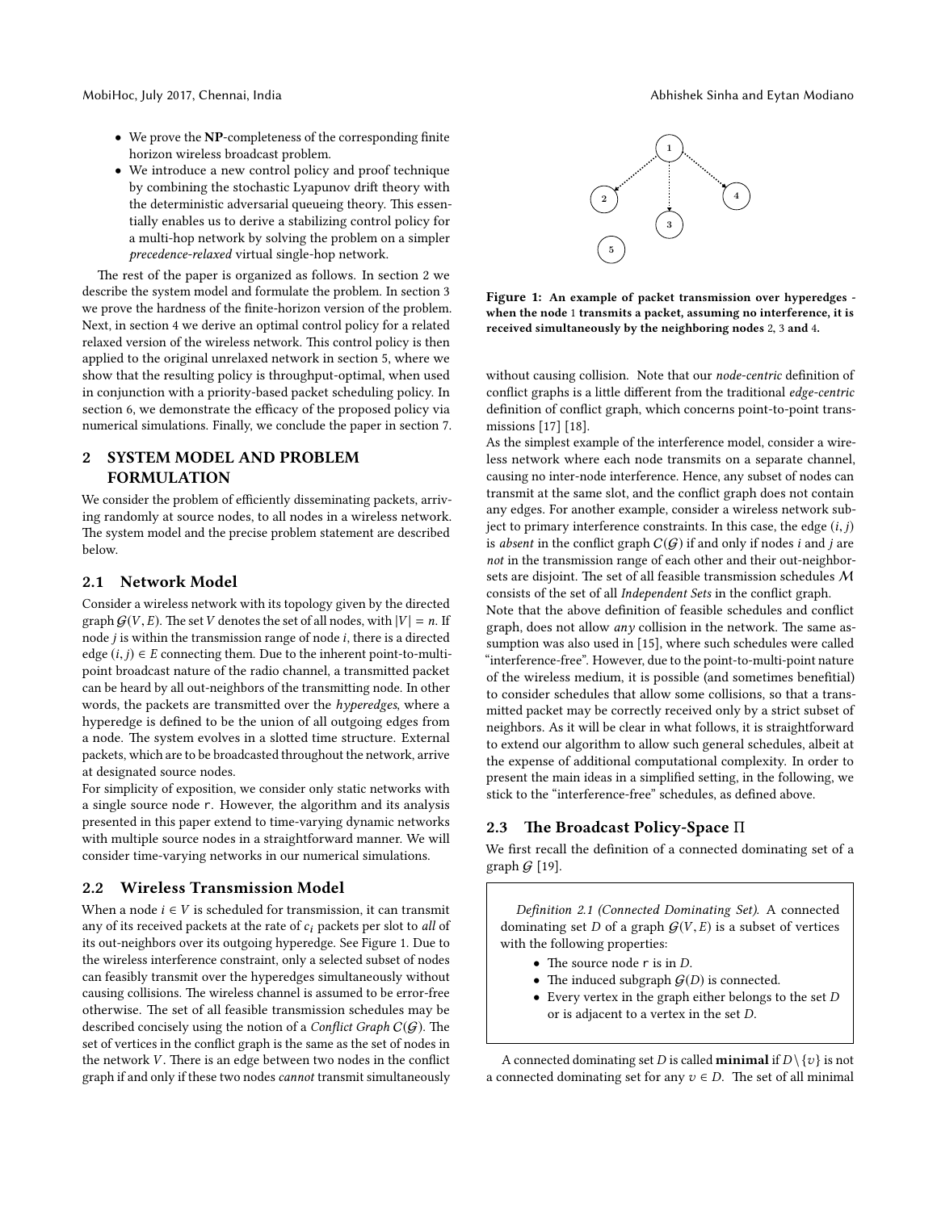- We prove the **NP**-completeness of the corresponding finite horizon wireless broadcast problem.
- We introduce a new control policy and proof technique by combining the stochastic Lyapunov drift theory with the deterministic adversarial queueing theory. This essentially enables us to derive a stabilizing control policy for a multi-hop network by solving the problem on a simpler *precedence-relaxed* virtual single-hop network.

The rest of the paper is organized as follows. In section 2 we describe the system model and formulate the problem. In section 3 we prove the hardness of the finite-horizon version of the problem. Next, in section 4 we derive an optimal control policy for a related relaxed version of the wireless network. This control policy is then applied to the original unrelaxed network in section 5, where we show that the resulting policy is throughput-optimal, when used in conjunction with a priority-based packet scheduling policy. In section 6, we demonstrate the efficacy of the proposed policy via numerical simulations. Finally, we conclude the paper in section 7.

## 2 SYSTEM MODEL AND PROBLEM FORMULATION

We consider the problem of efficiently disseminating packets, arriving randomly at source nodes, to all nodes in a wireless network. The system model and the precise problem statement are described below.

### 2.1 Network Model

Consider a wireless network with its topology given by the directed graph $\mathcal{G}(V, E)$. The set $V$ denotes the set of all nodes, with $|V| = n$. If node $j$ is within the transmission range of node $i$, there is a directed edge $(i, j) \in E$ connecting them. Due to the inherent point-to-multi-point broadcast nature of the radio channel, a transmitted packet can be heard by all out-neighbors of the transmitting node. In other words, the packets are transmitted over the *hyperedges*, where a hyperedge is defined to be the union of all outgoing edges from a node. The system evolves in a slotted time structure. External packets, which are to be broadcasted throughout the network, arrive at designated source nodes.

For simplicity of exposition, we consider only static networks with a single source node $r$. However, the algorithm and its analysis presented in this paper extend to time-varying dynamic networks with multiple source nodes in a straightforward manner. We will consider time-varying networks in our numerical simulations.

### 2.2 Wireless Transmission Model

When a node $i \in V$ is scheduled for transmission, it can transmit any of its received packets at the rate of $c_i$ packets per slot to *all* of its out-neighbors over its outgoing hyperedge. See Figure 1. Due to the wireless interference constraint, only a selected subset of nodes can feasibly transmit over the hyperedges simultaneously without causing collisions. The wireless channel is assumed to be error-free otherwise. The set of all feasible transmission schedules may be described concisely using the notion of a *Conflict Graph* $\mathcal{C}(\mathcal{G})$. The set of vertices in the conflict graph is the same as the set of nodes in the network $V$. There is an edge between two nodes in the conflict graph if and only if these two nodes *cannot* transmit simultaneously without causing collision. Note that our *node-centric* definition of conflict graphs is a little different from the traditional *edge-centric* definition of conflict graph, which concerns point-to-point transmissions [17] [18].

**Figure 1: An example of packet transmission over hyperedges - when the node 1 transmits a packet, assuming no interference, it is received simultaneously by the neighboring nodes 2, 3 and 4.**

As the simplest example of the interference model, consider a wireless network where each node transmits on a separate channel, causing no inter-node interference. Hence, any subset of nodes can transmit at the same slot, and the conflict graph does not contain any edges. For another example, consider a wireless network subject to primary interference constraints. In this case, the edge $(i, j)$ is *absent* in the conflict graph $\mathcal{C}(\mathcal{G})$ if and only if nodes $i$ and $j$ are *not* in the transmission range of each other and their out-neighbor-sets are disjoint. The set of all feasible transmission schedules $\mathcal{M}$ consists of the set of all *Independent Sets* in the conflict graph.

Note that the above definition of feasible schedules and conflict graph, does not allow *any* collision in the network. The same assumption was also used in [15], where such schedules were called "interference-free". However, due to the point-to-multi-point nature of the wireless medium, it is possible (and sometimes benefitial) to consider schedules that allow some collisions, so that a transmitted packet may be correctly received only by a strict subset of neighbors. As it will be clear in what follows, it is straightforward to extend our algorithm to allow such general schedules, albeit at the expense of additional computational complexity. In order to present the main ideas in a simplified setting, in the following, we stick to the "interference-free" schedules, as defined above.

### 2.3 The Broadcast Policy-Space $\Pi$

We first recall the definition of a connected dominating set of a graph $\mathcal{G}$ [19].

> *Definition 2.1 (Connected Dominating Set).* A connected dominating set $D$ of a graph $\mathcal{G}(V, E)$ is a subset of vertices with the following properties:
> - The source node $r$ is in $D$.
> - The induced subgraph $\mathcal{G}(D)$ is connected.
> - Every vertex in the graph either belongs to the set $D$ or is adjacent to a vertex in the set $D$.

A connected dominating set $D$ is called **minimal** if $D \setminus \{v\}$ is not a connected dominating set for any $v \in D$. The set of all minimal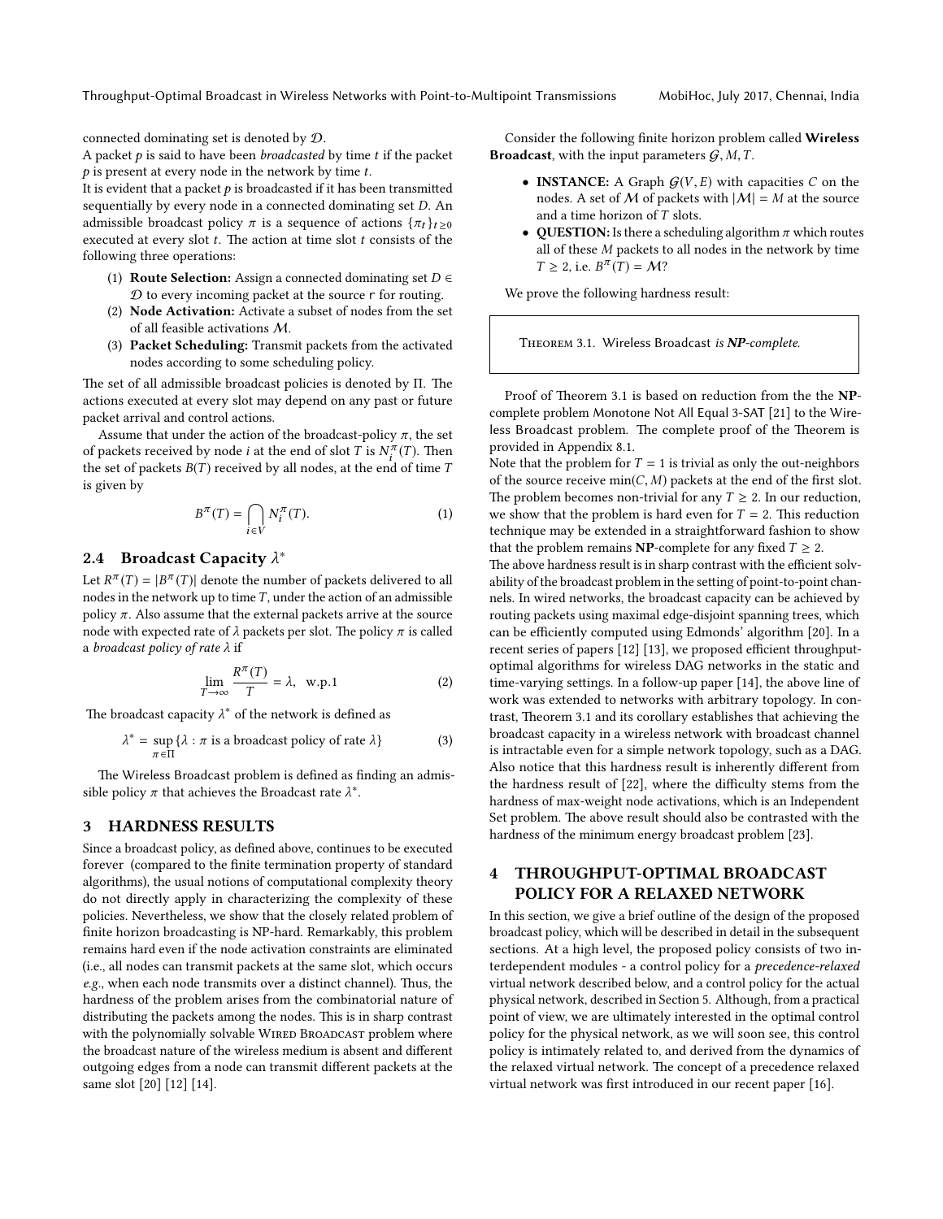connected dominating set is denoted by $\mathcal{D}$.

A packet $p$ is said to have been *broadcasted* by time $t$ if the packet $p$ is present at every node in the network by time $t$.

It is evident that a packet $p$ is broadcasted if it has been transmitted sequentially by every node in a connected dominating set $D$. An admissible broadcast policy $\pi$ is a sequence of actions $\{\pi_t\}_{t\geq 0}$ executed at every slot $t$. The action at time slot $t$ consists of the following three operations:

1. **Route Selection:** Assign a connected dominating set $D \in \mathcal{D}$ to every incoming packet at the source r for routing.
2. **Node Activation:** Activate a subset of nodes from the set of all feasible activations $\mathcal{M}$.
3. **Packet Scheduling:** Transmit packets from the activated nodes according to some scheduling policy.

The set of all admissible broadcast policies is denoted by $\Pi$. The actions executed at every slot may depend on any past or future packet arrival and control actions.

Assume that under the action of the broadcast-policy $\pi$, the set of packets received by node $i$ at the end of slot $T$ is $N_i^\pi(T)$. Then the set of packets $B(T)$ received by all nodes, at the end of time $T$ is given by

$$B^\pi(T) = \bigcap_{i\in V} N_i^\pi(T). \tag{1}$$

## 2.4 Broadcast Capacity $\lambda^*$

Let $R^\pi(T) = |B^\pi(T)|$ denote the number of packets delivered to all nodes in the network up to time $T$, under the action of an admissible policy $\pi$. Also assume that the external packets arrive at the source node with expected rate of $\lambda$ packets per slot. The policy $\pi$ is called a *broadcast policy of rate* $\lambda$ if

$$\lim_{T\to\infty} \frac{R^\pi(T)}{T} = \lambda, \quad \text{w.p.1} \tag{2}$$

The broadcast capacity $\lambda^*$ of the network is defined as

$$\lambda^* = \sup_{\pi\in\Pi} \{\lambda : \pi \text{ is a broadcast policy of rate } \lambda\} \tag{3}$$

The Wireless Broadcast problem is defined as finding an admissible policy $\pi$ that achieves the Broadcast rate $\lambda^*$.

# 3 HARDNESS RESULTS

Since a broadcast policy, as defined above, continues to be executed forever (compared to the finite termination property of standard algorithms), the usual notions of computational complexity theory do not directly apply in characterizing the complexity of these policies. Nevertheless, we show that the closely related problem of finite horizon broadcasting is NP-hard. Remarkably, this problem remains hard even if the node activation constraints are eliminated (i.e., all nodes can transmit packets at the same slot, which occurs *e.g.*, when each node transmits over a distinct channel). Thus, the hardness of the problem arises from the combinatorial nature of distributing the packets among the nodes. This is in sharp contrast with the polynomially solvable Wired Broadcast problem where the broadcast nature of the wireless medium is absent and different outgoing edges from a node can transmit different packets at the same slot [20] [12] [14].

Consider the following finite horizon problem called **Wireless Broadcast**, with the input parameters $\mathcal{G}, M, T$.

- **INSTANCE:** A Graph $\mathcal{G}(V, E)$ with capacities $C$ on the nodes. A set of $\mathcal{M}$ of packets with $|\mathcal{M}| = M$ at the source and a time horizon of $T$ slots.
- **QUESTION:** Is there a scheduling algorithm $\pi$ which routes all of these $M$ packets to all nodes in the network by time $T \geq 2$, i.e. $B^\pi(T) = \mathcal{M}$?

We prove the following hardness result:

Theorem 3.1. *Wireless Broadcast is* ***NP****-complete.*

Proof of Theorem 3.1 is based on reduction from the the **NP**-complete problem Monotone Not All Equal 3-SAT [21] to the Wireless Broadcast problem. The complete proof of the Theorem is provided in Appendix 8.1.

Note that the problem for $T = 1$ is trivial as only the out-neighbors of the source receive $\min(C, M)$ packets at the end of the first slot. The problem becomes non-trivial for any $T \geq 2$. In our reduction, we show that the problem is hard even for $T = 2$. This reduction technique may be extended in a straightforward fashion to show that the problem remains **NP**-complete for any fixed $T \geq 2$.

The above hardness result is in sharp contrast with the efficient solvability of the broadcast problem in the setting of point-to-point channels. In wired networks, the broadcast capacity can be achieved by routing packets using maximal edge-disjoint spanning trees, which can be efficiently computed using Edmonds' algorithm [20]. In a recent series of papers [12] [13], we proposed efficient throughput-optimal algorithms for wireless DAG networks in the static and time-varying settings. In a follow-up paper [14], the above line of work was extended to networks with arbitrary topology. In contrast, Theorem 3.1 and its corollary establishes that achieving the broadcast capacity in a wireless network with broadcast channel is intractable even for a simple network topology, such as a DAG. Also notice that this hardness result is inherently different from the hardness result of [22], where the difficulty stems from the hardness of max-weight node activations, which is an Independent Set problem. The above result should also be contrasted with the hardness of the minimum energy broadcast problem [23].

# 4 THROUGHPUT-OPTIMAL BROADCAST POLICY FOR A RELAXED NETWORK

In this section, we give a brief outline of the design of the proposed broadcast policy, which will be described in detail in the subsequent sections. At a high level, the proposed policy consists of two interdependent modules - a control policy for a *precedence-relaxed* virtual network described below, and a control policy for the actual physical network, described in Section 5. Although, from a practical point of view, we are ultimately interested in the optimal control policy for the physical network, as we will soon see, this control policy is intimately related to, and derived from the dynamics of the relaxed virtual network. The concept of a precedence relaxed virtual network was first introduced in our recent paper [16].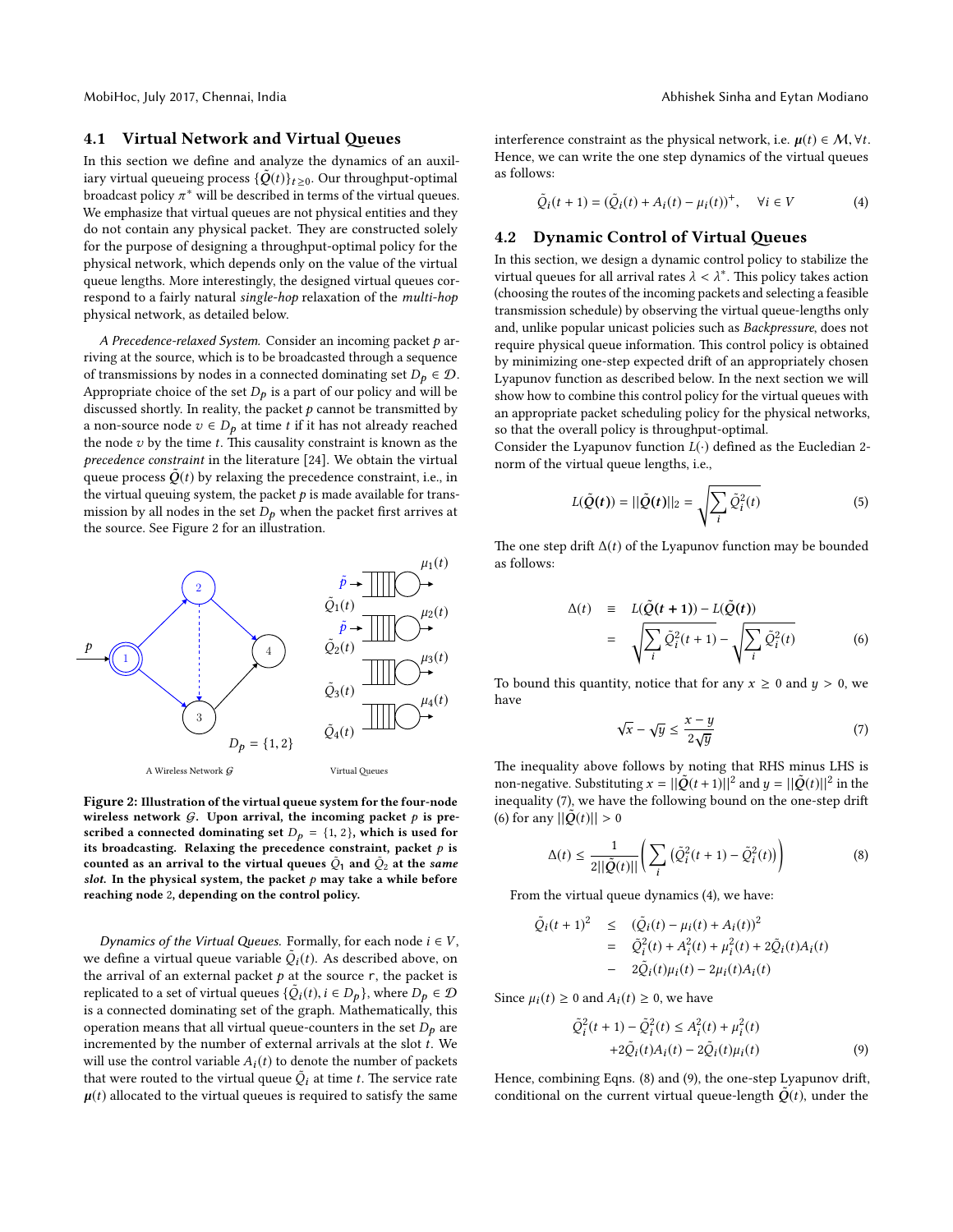### 4.1 Virtual Network and Virtual Queues

In this section we define and analyze the dynamics of an auxiliary virtual queueing process $\{\tilde{Q}(t)\}_{t\geq 0}$. Our throughput-optimal broadcast policy $\pi^*$ will be described in terms of the virtual queues. We emphasize that virtual queues are not physical entities and they do not contain any physical packet. They are constructed solely for the purpose of designing a throughput-optimal policy for the physical network, which depends only on the value of the virtual queue lengths. More interestingly, the designed virtual queues correspond to a fairly natural *single-hop* relaxation of the *multi-hop* physical network, as detailed below.

*A Precedence-relaxed System.* Consider an incoming packet $p$ arriving at the source, which is to be broadcasted through a sequence of transmissions by nodes in a connected dominating set $D_p \in \mathcal{D}$. Appropriate choice of the set $D_p$ is a part of our policy and will be discussed shortly. In reality, the packet $p$ cannot be transmitted by a non-source node $v \in D_p$ at time $t$ if it has not already reached the node $v$ by the time $t$. This causality constraint is known as the *precedence constraint* in the literature [24]. We obtain the virtual queue process $\tilde{\boldsymbol{Q}}(t)$ by relaxing the precedence constraint, i.e., in the virtual queuing system, the packet $p$ is made available for transmission by all nodes in the set $D_p$ when the packet first arrives at the source. See Figure 2 for an illustration.

A Wireless Network $\mathcal{G}$ — Virtual Queues

**Figure 2: Illustration of the virtual queue system for the four-node wireless network $\mathcal{G}$. Upon arrival, the incoming packet $p$ is prescribed a connected dominating set $D_p = \{1, 2\}$, which is used for its broadcasting. Relaxing the precedence constraint, packet $p$ is counted as an arrival to the virtual queues $\tilde{Q}_1$ and $\tilde{Q}_2$ at the *same slot*. In the physical system, the packet $p$ may take a while before reaching node 2, depending on the control policy.**

*Dynamics of the Virtual Queues.* Formally, for each node $i \in V$, we define a virtual queue variable $\tilde{Q}_i(t)$. As described above, on the arrival of an external packet $p$ at the source $r$, the packet is replicated to a set of virtual queues $\{\tilde{Q}_i(t), i \in D_p\}$, where $D_p \in \mathcal{D}$ is a connected dominating set of the graph. Mathematically, this operation means that all virtual queue-counters in the set $D_p$ are incremented by the number of external arrivals at the slot $t$. We will use the control variable $A_i(t)$ to denote the number of packets that were routed to the virtual queue $\tilde{Q}_i$ at time $t$. The service rate $\boldsymbol{\mu}(t)$ allocated to the virtual queues is required to satisfy the same interference constraint as the physical network, i.e. $\boldsymbol{\mu}(t) \in \mathcal{M}, \forall t$. Hence, we can write the one step dynamics of the virtual queues as follows:

$$\tilde{Q}_i(t+1) = \left(\tilde{Q}_i(t) + A_i(t) - \mu_i(t)\right)^+, \quad \forall i \in V \tag{4}$$

### 4.2 Dynamic Control of Virtual Queues

In this section, we design a dynamic control policy to stabilize the virtual queues for all arrival rates $\lambda < \lambda^*$. This policy takes action (choosing the routes of the incoming packets and selecting a feasible transmission schedule) by observing the virtual queue-lengths only and, unlike popular unicast policies such as *Backpressure*, does not require physical queue information. This control policy is obtained by minimizing one-step expected drift of an appropriately chosen Lyapunov function as described below. In the next section we will show how to combine this control policy for the virtual queues with an appropriate packet scheduling policy for the physical networks, so that the overall policy is throughput-optimal.

Consider the Lyapunov function $L(\cdot)$ defined as the Eucledian 2-norm of the virtual queue lengths, i.e.,

$$L(\tilde{\boldsymbol{Q}}(\boldsymbol{t})) = ||\tilde{\boldsymbol{Q}}(\boldsymbol{t})||_2 = \sqrt{\sum_i \tilde{Q}_i^2(t)} \tag{5}$$

The one step drift $\Delta(t)$ of the Lyapunov function may be bounded as follows:

$$\begin{aligned}\Delta(t) &\equiv L(\tilde{\boldsymbol{Q}}(\boldsymbol{t+1})) - L(\tilde{\boldsymbol{Q}}(\boldsymbol{t})) \\ &= \sqrt{\sum_i \tilde{Q}_i^2(t+1)} - \sqrt{\sum_i \tilde{Q}_i^2(t)}\end{aligned} \tag{6}$$

To bound this quantity, notice that for any $x \geq 0$ and $y > 0$, we have

$$\sqrt{x} - \sqrt{y} \leq \frac{x-y}{2\sqrt{y}} \tag{7}$$

The inequality above follows by noting that RHS minus LHS is non-negative. Substituting $x = ||\tilde{\boldsymbol{Q}}(t+1)||^2$ and $y = ||\tilde{\boldsymbol{Q}}(t)||^2$ in the inequality (7), we have the following bound on the one-step drift (6) for any $||\tilde{\boldsymbol{Q}}(t)|| > 0$

$$\Delta(t) \leq \frac{1}{2||\tilde{\boldsymbol{Q}}(t)||}\left(\sum_i \left(\tilde{Q}_i^2(t+1) - \tilde{Q}_i^2(t)\right)\right) \tag{8}$$

From the virtual queue dynamics (4), we have:

$$\begin{aligned}\tilde{Q}_i(t+1)^2 &\leq \left(\tilde{Q}_i(t) - \mu_i(t) + A_i(t)\right)^2 \\ &= \tilde{Q}_i^2(t) + A_i^2(t) + \mu_i^2(t) + 2\tilde{Q}_i(t)A_i(t) \\ &- 2\tilde{Q}_i(t)\mu_i(t) - 2\mu_i(t)A_i(t)\end{aligned}$$

Since $\mu_i(t) \geq 0$ and $A_i(t) \geq 0$, we have

$$\begin{aligned}\tilde{Q}_i^2(t+1) - \tilde{Q}_i^2(t) &\leq A_i^2(t) + \mu_i^2(t) \\ &+ 2\tilde{Q}_i(t)A_i(t) - 2\tilde{Q}_i(t)\mu_i(t)\end{aligned} \tag{9}$$

Hence, combining Eqns. (8) and (9), the one-step Lyapunov drift, conditional on the current virtual queue-length $\tilde{\boldsymbol{Q}}(t)$, under the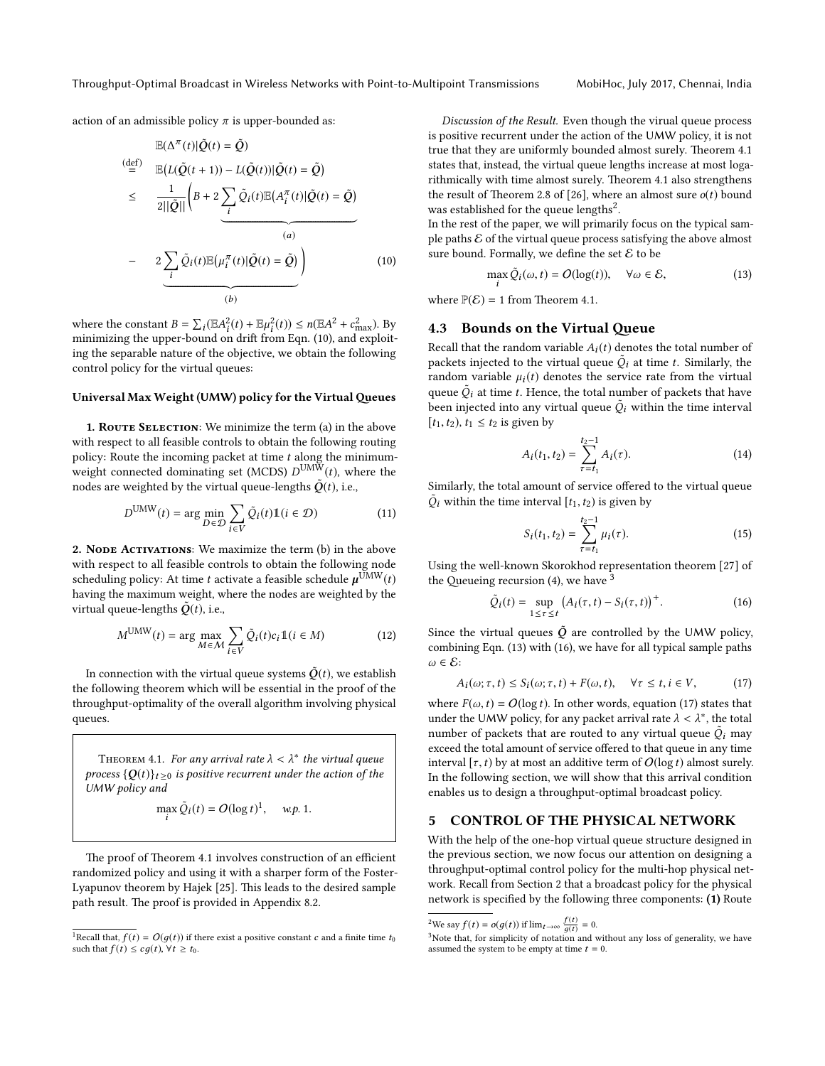action of an admissible policy $\pi$ is upper-bounded as:

$$
\begin{aligned}
&\mathbb{E}(\Delta^{\pi}(t)|\tilde{\boldsymbol{Q}}(t)=\tilde{\boldsymbol{Q}}) \\
\stackrel{\text{(def)}}{=}\ &\mathbb{E}\big(L(\tilde{\boldsymbol{Q}}(t+1))-L(\tilde{\boldsymbol{Q}}(t))|\tilde{\boldsymbol{Q}}(t)=\tilde{\boldsymbol{Q}}\big) \\
\leq\ &\frac{1}{2||\tilde{\boldsymbol{Q}}||}\Bigg(B+\underbrace{2\sum_i \tilde{Q}_i(t)\mathbb{E}\big(A_i^{\pi}(t)|\tilde{\boldsymbol{Q}}(t)=\tilde{\boldsymbol{Q}}\big)}_{(a)} \\
-\ &\underbrace{2\sum_i \tilde{Q}_i(t)\mathbb{E}\big(\mu_i^{\pi}(t)|\tilde{\boldsymbol{Q}}(t)=\tilde{\boldsymbol{Q}}\big)}_{(b)}\Bigg)
\end{aligned}
\tag{10}
$$

where the constant $B=\sum_i(\mathbb{E}A_i^2(t)+\mathbb{E}\mu_i^2(t))\leq n(\mathbb{E}A^2+c_{\max}^2)$. By minimizing the upper-bound on drift from Eqn. (10), and exploiting the separable nature of the objective, we obtain the following control policy for the virtual queues:

**Universal Max Weight (UMW) policy for the Virtual Queues**

**1. Route Selection**: We minimize the term (a) in the above with respect to all feasible controls to obtain the following routing policy: Route the incoming packet at time $t$ along the minimum-weight connected dominating set (MCDS) $D^{\text{UMW}}(t)$, where the nodes are weighted by the virtual queue-lengths $\tilde{\boldsymbol{Q}}(t)$, i.e.,

$$
D^{\text{UMW}}(t)=\arg\min_{D\in\mathcal{D}}\sum_{i\in V}\tilde{Q}_i(t)\mathbb{1}(i\in\mathcal{D}) \tag{11}
$$

**2. Node Activations**: We maximize the term (b) in the above with respect to all feasible controls to obtain the following node scheduling policy: At time $t$ activate a feasible schedule $\boldsymbol{\mu}^{\text{UMW}}(t)$ having the maximum weight, where the nodes are weighted by the virtual queue-lengths $\tilde{\boldsymbol{Q}}(t)$, i.e.,

$$
M^{\text{UMW}}(t)=\arg\max_{M\in\mathcal{M}}\sum_{i\in V}\tilde{Q}_i(t)c_i\mathbb{1}(i\in M) \tag{12}
$$

In connection with the virtual queue systems $\tilde{\boldsymbol{Q}}(t)$, we establish the following theorem which will be essential in the proof of the throughput-optimality of the overall algorithm involving physical queues.

> Theorem 4.1. *For any arrival rate $\lambda<\lambda^*$ the virtual queue process $\{\boldsymbol{Q}(t)\}_{t\geq 0}$ is positive recurrent under the action of the UMW policy and*
>
> $$\max_i \tilde{Q}_i(t)=O(\log t)^1,\quad w.p.\ 1.$$

The proof of Theorem 4.1 involves construction of an efficient randomized policy and using it with a sharper form of the Foster-Lyapunov theorem by Hajek [25]. This leads to the desired sample path result. The proof is provided in Appendix 8.2.

*Discussion of the Result.* Even though the virual queue process is positive recurrent under the action of the UMW policy, it is not true that they are uniformly bounded almost surely. Theorem 4.1 states that, instead, the virtual queue lengths increase at most logarithmically with time almost surely. Theorem 4.1 also strengthens the result of Theorem 2.8 of [26], where an almost sure $o(t)$ bound was established for the queue lengths[2].

In the rest of the paper, we will primarily focus on the typical sample paths $\mathcal{E}$ of the virtual queue process satisfying the above almost sure bound. Formally, we define the set $\mathcal{E}$ to be

$$
\max_i \tilde{Q}_i(\omega,t)=O(\log(t)),\quad \forall\omega\in\mathcal{E}, \tag{13}
$$

where $\mathbb{P}(\mathcal{E})=1$ from Theorem 4.1.

## 4.3 Bounds on the Virtual Queue

Recall that the random variable $A_i(t)$ denotes the total number of packets injected to the virtual queue $\tilde{Q}_i$ at time $t$. Similarly, the random variable $\mu_i(t)$ denotes the service rate from the virtual queue $\tilde{Q}_i$ at time $t$. Hence, the total number of packets that have been injected into any virtual queue $\tilde{Q}_i$ within the time interval $[t_1,t_2)$, $t_1\leq t_2$ is given by

$$
A_i(t_1,t_2)=\sum_{\tau=t_1}^{t_2-1}A_i(\tau). \tag{14}
$$

Similarly, the total amount of service offered to the virtual queue $\tilde{Q}_i$ within the time interval $[t_1,t_2)$ is given by

$$
S_i(t_1,t_2)=\sum_{\tau=t_1}^{t_2-1}\mu_i(\tau). \tag{15}
$$

Using the well-known Skorokhod representation theorem [27] of the Queueing recursion (4), we have [3]

$$
\tilde{Q}_i(t)=\sup_{1\leq\tau\leq t}\big(A_i(\tau,t)-S_i(\tau,t)\big)^+. \tag{16}
$$

Since the virtual queues $\tilde{\boldsymbol{Q}}$ are controlled by the UMW policy, combining Eqn. (13) with (16), we have for all typical sample paths $\omega\in\mathcal{E}$:

$$
A_i(\omega;\tau,t)\leq S_i(\omega;\tau,t)+F(\omega,t),\quad \forall\tau\leq t, i\in V, \tag{17}
$$

where $F(\omega,t)=O(\log t)$. In other words, equation (17) states that under the UMW policy, for any packet arrival rate $\lambda<\lambda^*$, the total number of packets that are routed to any virtual queue $\tilde{Q}_i$ may exceed the total amount of service offered to that queue in any time interval $[\tau,t)$ by at most an additive term of $O(\log t)$ almost surely. In the following section, we will show that this arrival condition enables us to design a throughput-optimal broadcast policy.

# 5 CONTROL OF THE PHYSICAL NETWORK

With the help of the one-hop virtual queue structure designed in the previous section, we now focus our attention on designing a throughput-optimal control policy for the multi-hop physical network. Recall from Section 2 that a broadcast policy for the physical network is specified by the following three components: **(1)** Route

---

[1] Recall that, $f(t)=O(g(t))$ if there exist a positive constant $c$ and a finite time $t_0$ such that $f(t)\leq cg(t)$, $\forall t\geq t_0$.

[2] We say $f(t)=o(g(t))$ if $\lim_{t\to\infty}\frac{f(t)}{g(t)}=0$.

[3] Note that, for simplicity of notation and without any loss of generality, we have assumed the system to be empty at time $t=0$.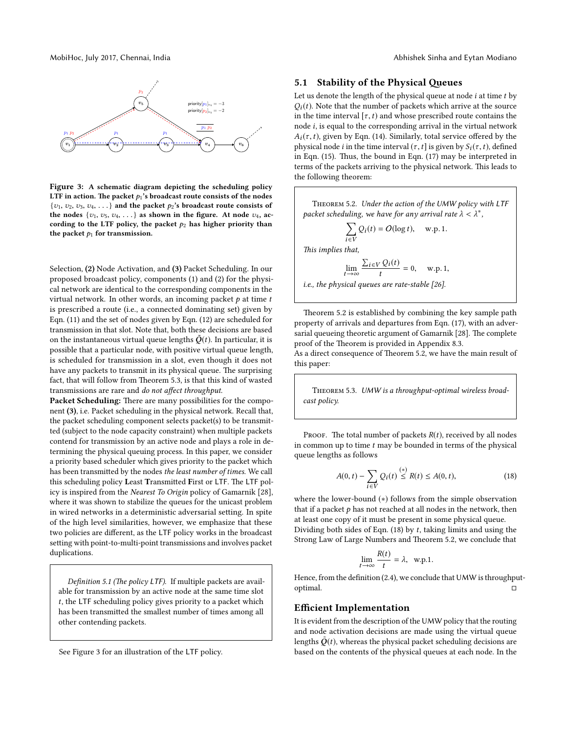**Figure 3: A schematic diagram depicting the scheduling policy LTF in action. The packet $p_1$'s broadcast route consists of the nodes $\{v_1, v_2, v_3, v_4, \ldots\}$ and the packet $p_2$'s broadcast route consists of the nodes $\{v_1, v_5, v_4, \ldots\}$ as shown in the figure. At node $v_4$, according to the LTF policy, the packet $p_2$ has higher priority than the packet $p_1$ for transmission.**

Selection, **(2)** Node Activation, and **(3)** Packet Scheduling. In our proposed broadcast policy, components (1) and (2) for the physical network are identical to the corresponding components in the virtual network. In other words, an incoming packet $p$ at time $t$ is prescribed a route (i.e., a connected dominating set) given by Eqn. (11) and the set of nodes given by Eqn. (12) are scheduled for transmission in that slot. Note that, both these decisions are based on the instantaneous virtual queue lengths $\tilde{Q}(t)$. In particular, it is possible that a particular node, with positive virtual queue length, is scheduled for transmission in a slot, even though it does not have any packets to transmit in its physical queue. The surprising fact, that will follow from Theorem 5.3, is that this kind of wasted transmissions are rare and *do not affect throughput.*

**Packet Scheduling:** There are many possibilities for the component **(3)**, i.e. Packet scheduling in the physical network. Recall that, the packet scheduling component selects packet(s) to be transmitted (subject to the node capacity constraint) when multiple packets contend for transmission by an active node and plays a role in determining the physical queuing process. In this paper, we consider a priority based scheduler which gives priority to the packet which has been transmitted by the nodes *the least number of times*. We call this scheduling policy **L**east **T**ransmitted **F**irst or LTF. The LTF policy is inspired from the *Nearest To Origin* policy of Gamarnik [28], where it was shown to stabilize the queues for the unicast problem in wired networks in a deterministic adversarial setting. In spite of the high level similarities, however, we emphasize that these two policies are different, as the LTF policy works in the broadcast setting with point-to-multi-point transmissions and involves packet duplications.

> *Definition 5.1 (The policy LTF).* If multiple packets are available for transmission by an active node at the same time slot $t$, the LTF scheduling policy gives priority to a packet which has been transmitted the smallest number of times among all other contending packets.

See Figure 3 for an illustration of the LTF policy.

## 5.1 Stability of the Physical Queues

Let us denote the length of the physical queue at node $i$ at time $t$ by $Q_i(t)$. Note that the number of packets which arrive at the source in the time interval $[\tau, t)$ and whose prescribed route contains the node $i$, is equal to the corresponding arrival in the virtual network $A_i(\tau, t)$, given by Eqn. (14). Similarly, total service offered by the physical node $i$ in the time interval $(\tau, t]$ is given by $S_i(\tau, t)$, defined in Eqn. (15). Thus, the bound in Eqn. (17) may be interpreted in terms of the packets arriving to the physical network. This leads to the following theorem:

> Theorem 5.2. *Under the action of the UMW policy with LTF packet scheduling, we have for any arrival rate $\lambda < \lambda^*$,*
>
> $$\sum_{i \in V} Q_i(t) = O(\log t), \quad \text{w.p. 1.}$$
>
> *This implies that,*
>
> $$\lim_{t \to \infty} \frac{\sum_{i \in V} Q_i(t)}{t} = 0, \quad \text{w.p. 1,}$$
>
> *i.e., the physical queues are rate-stable [26].*

Theorem 5.2 is established by combining the key sample path property of arrivals and departures from Eqn. (17), with an adversarial queueing theoretic argument of Gamarnik [28]. The complete proof of the Theorem is provided in Appendix 8.3.

As a direct consequence of Theorem 5.2, we have the main result of this paper:

> Theorem 5.3. *UMW is a throughput-optimal wireless broadcast policy.*

Proof. The total number of packets $R(t)$, received by all nodes in common up to time $t$ may be bounded in terms of the physical queue lengths as follows

$$A(0, t) - \sum_{i \in V} Q_i(t) \overset{(*)}{\leq} R(t) \leq A(0, t), \tag{18}$$

where the lower-bound $(*)$ follows from the simple observation that if a packet $p$ has not reached at all nodes in the network, then at least one copy of it must be present in some physical queue.

Dividing both sides of Eqn. (18) by $t$, taking limits and using the Strong Law of Large Numbers and Theorem 5.2, we conclude that

$$\lim_{t \to \infty} \frac{R(t)}{t} = \lambda, \quad \text{w.p.1.}$$

Hence, from the definition (2.4), we conclude that UMW is throughput-optimal. □

## Efficient Implementation

It is evident from the description of the UMW policy that the routing and node activation decisions are made using the virtual queue lengths $\tilde{Q}(t)$, whereas the physical packet scheduling decisions are based on the contents of the physical queues at each node. In the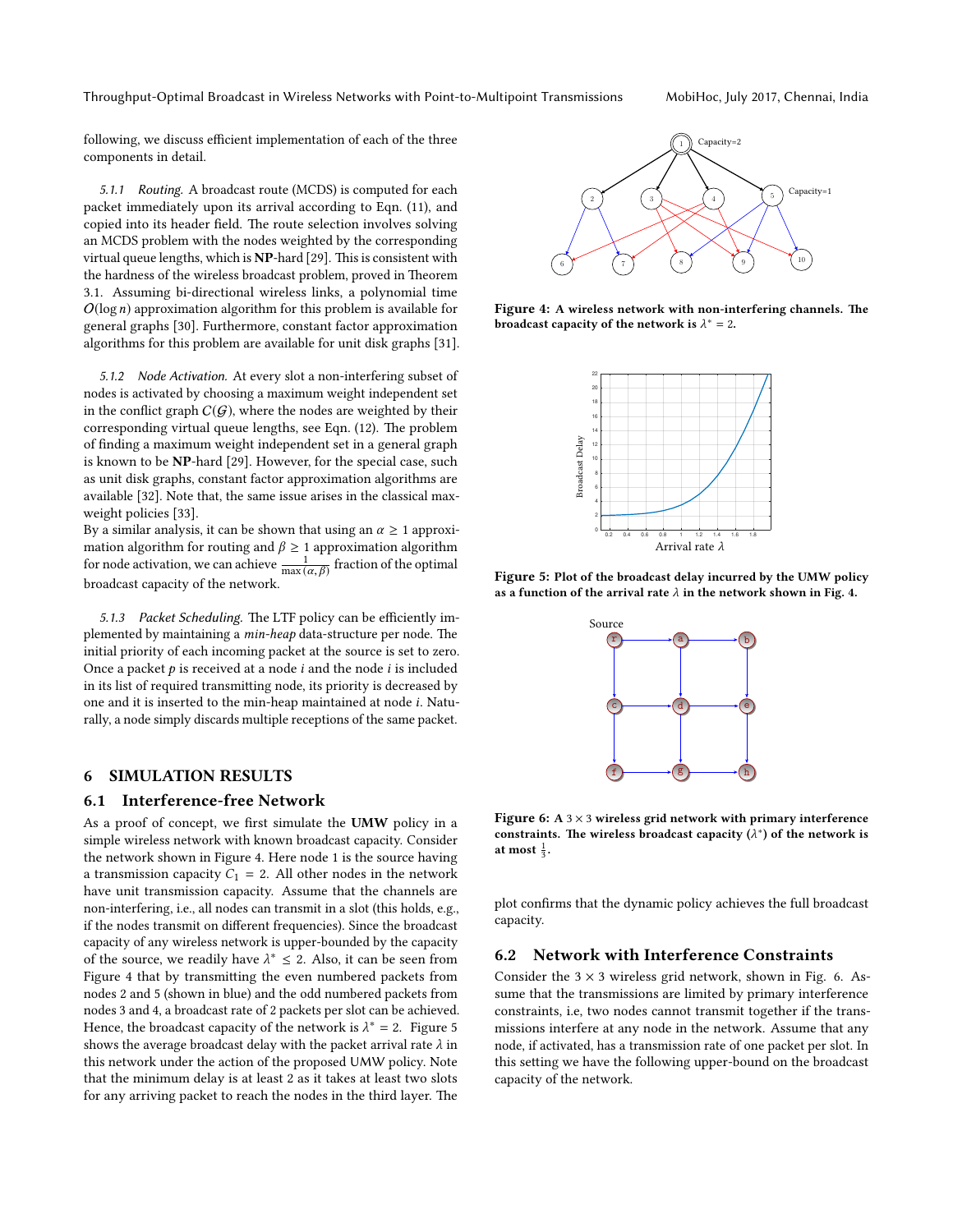following, we discuss efficient implementation of each of the three components in detail.

*5.1.1 Routing.* A broadcast route (MCDS) is computed for each packet immediately upon its arrival according to Eqn. (11), and copied into its header field. The route selection involves solving an MCDS problem with the nodes weighted by the corresponding virtual queue lengths, which is **NP**-hard [29]. This is consistent with the hardness of the wireless broadcast problem, proved in Theorem 3.1. Assuming bi-directional wireless links, a polynomial time $O(\log n)$ approximation algorithm for this problem is available for general graphs [30]. Furthermore, constant factor approximation algorithms for this problem are available for unit disk graphs [31].

*5.1.2 Node Activation.* At every slot a non-interfering subset of nodes is activated by choosing a maximum weight independent set in the conflict graph $C(\mathcal{G})$, where the nodes are weighted by their corresponding virtual queue lengths, see Eqn. (12). The problem of finding a maximum weight independent set in a general graph is known to be **NP**-hard [29]. However, for the special case, such as unit disk graphs, constant factor approximation algorithms are available [32]. Note that, the same issue arises in the classical max-weight policies [33].

By a similar analysis, it can be shown that using an $\alpha \geq 1$ approximation algorithm for routing and $\beta \geq 1$ approximation algorithm for node activation, we can achieve $\frac{1}{\max(\alpha, \beta)}$ fraction of the optimal broadcast capacity of the network.

*5.1.3 Packet Scheduling.* The LTF policy can be efficiently implemented by maintaining a *min-heap* data-structure per node. The initial priority of each incoming packet at the source is set to zero. Once a packet $p$ is received at a node $i$ and the node $i$ is included in its list of required transmitting node, its priority is decreased by one and it is inserted to the min-heap maintained at node $i$. Naturally, a node simply discards multiple receptions of the same packet.

# 6 SIMULATION RESULTS

## 6.1 Interference-free Network

As a proof of concept, we first simulate the **UMW** policy in a simple wireless network with known broadcast capacity. Consider the network shown in Figure 4. Here node 1 is the source having a transmission capacity $C_1 = 2$. All other nodes in the network have unit transmission capacity. Assume that the channels are non-interfering, i.e., all nodes can transmit in a slot (this holds, e.g., if the nodes transmit on different frequencies). Since the broadcast capacity of any wireless network is upper-bounded by the capacity of the source, we readily have $\lambda^* \leq 2$. Also, it can be seen from Figure 4 that by transmitting the even numbered packets from nodes 2 and 5 (shown in blue) and the odd numbered packets from nodes 3 and 4, a broadcast rate of 2 packets per slot can be achieved. Hence, the broadcast capacity of the network is $\lambda^* = 2$. Figure 5 shows the average broadcast delay with the packet arrival rate $\lambda$ in this network under the action of the proposed UMW policy. Note that the minimum delay is at least 2 as it takes at least two slots for any arriving packet to reach the nodes in the third layer. The plot confirms that the dynamic policy achieves the full broadcast capacity.

**Figure 4: A wireless network with non-interfering channels. The broadcast capacity of the network is $\lambda^* = 2$.**

**Figure 5: Plot of the broadcast delay incurred by the UMW policy as a function of the arrival rate $\lambda$ in the network shown in Fig. 4.**

**Figure 6: A $3 \times 3$ wireless grid network with primary interference constraints. The wireless broadcast capacity ($\lambda^*$) of the network is at most $\frac{1}{3}$.**

## 6.2 Network with Interference Constraints

Consider the $3 \times 3$ wireless grid network, shown in Fig. 6. Assume that the transmissions are limited by primary interference constraints, i.e, two nodes cannot transmit together if the transmissions interfere at any node in the network. Assume that any node, if activated, has a transmission rate of one packet per slot. In this setting we have the following upper-bound on the broadcast capacity of the network.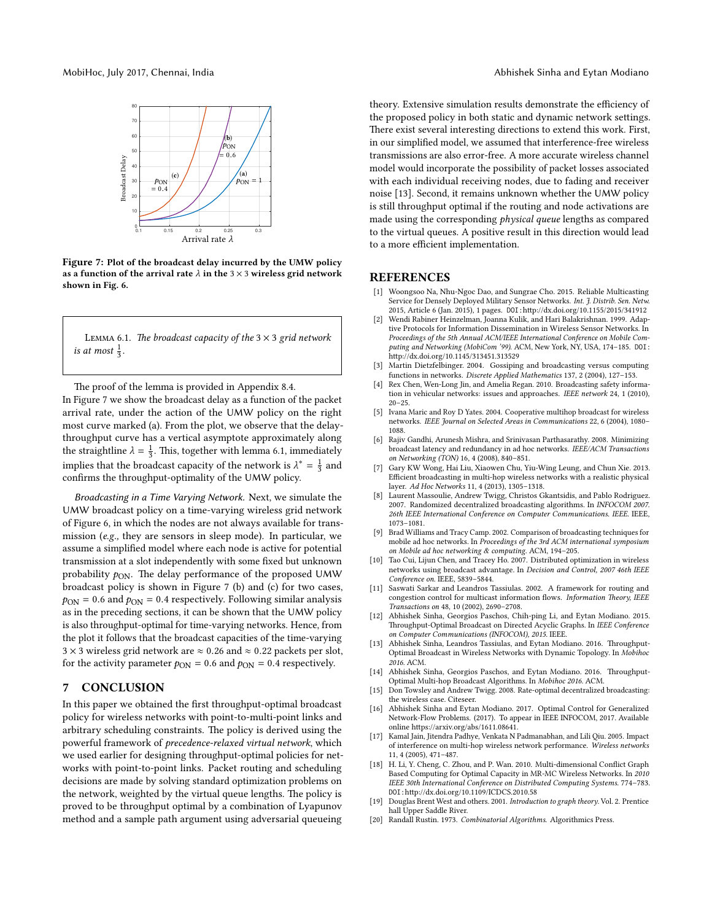Figure 7: Plot of the broadcast delay incurred by the UMW policy as a function of the arrival rate $\lambda$ in the $3 \times 3$ wireless grid network shown in Fig. 6.

> Lemma 6.1. *The broadcast capacity of the $3 \times 3$ grid network is at most $\frac{1}{3}$.*

The proof of the lemma is provided in Appendix 8.4.

In Figure 7 we show the broadcast delay as a function of the packet arrival rate, under the action of the UMW policy on the right most curve marked (a). From the plot, we observe that the delay-throughput curve has a vertical asymptote approximately along the straightline $\lambda = \frac{1}{3}$. This, together with lemma 6.1, immediately implies that the broadcast capacity of the network is $\lambda^* = \frac{1}{3}$ and confirms the throughput-optimality of the UMW policy.

*Broadcasting in a Time Varying Network.* Next, we simulate the UMW broadcast policy on a time-varying wireless grid network of Figure 6, in which the nodes are not always available for transmission (*e.g.,* they are sensors in sleep mode). In particular, we assume a simplified model where each node is active for potential transmission at a slot independently with some fixed but unknown probability $p_{\text{ON}}$. The delay performance of the proposed UMW broadcast policy is shown in Figure 7 (b) and (c) for two cases, $p_{\text{ON}} = 0.6$ and $p_{\text{ON}} = 0.4$ respectively. Following similar analysis as in the preceding sections, it can be shown that the UMW policy is also throughput-optimal for time-varying networks. Hence, from the plot it follows that the broadcast capacities of the time-varying $3 \times 3$ wireless grid network are $\approx 0.26$ and $\approx 0.22$ packets per slot, for the activity parameter $p_{\text{ON}} = 0.6$ and $p_{\text{ON}} = 0.4$ respectively.

## 7 CONCLUSION

In this paper we obtained the first throughput-optimal broadcast policy for wireless networks with point-to-multi-point links and arbitrary scheduling constraints. The policy is derived using the powerful framework of *precedence-relaxed virtual network*, which we used earlier for designing throughput-optimal policies for networks with point-to-point links. Packet routing and scheduling decisions are made by solving standard optimization problems on the network, weighted by the virtual queue lengths. The policy is proved to be throughput optimal by a combination of Lyapunov method and a sample path argument using adversarial queueing theory. Extensive simulation results demonstrate the efficiency of the proposed policy in both static and dynamic network settings. There exist several interesting directions to extend this work. First, in our simplified model, we assumed that interference-free wireless transmissions are also error-free. A more accurate wireless channel model would incorporate the possibility of packet losses associated with each individual receiving nodes, due to fading and receiver noise [13]. Second, it remains unknown whether the UMW policy is still throughput optimal if the routing and node activations are made using the corresponding *physical queue* lengths as compared to the virtual queues. A positive result in this direction would lead to a more efficient implementation.

## REFERENCES

[1] Woongsoo Na, Nhu-Ngoc Dao, and Sungrae Cho. 2015. Reliable Multicasting Service for Densely Deployed Military Sensor Networks. *Int. J. Distrib. Sen. Netw.* 2015, Article 6 (Jan. 2015), 1 pages. DOI:http://dx.doi.org/10.1155/2015/341912

[2] Wendi Rabiner Heinzelman, Joanna Kulik, and Hari Balakrishnan. 1999. Adaptive Protocols for Information Dissemination in Wireless Sensor Networks. In *Proceedings of the 5th Annual ACM/IEEE International Conference on Mobile Computing and Networking (MobiCom '99)*. ACM, New York, NY, USA, 174–185. DOI: http://dx.doi.org/10.1145/313451.313529

[3] Martin Dietzfelbinger. 2004. Gossiping and broadcasting versus computing functions in networks. *Discrete Applied Mathematics* 137, 2 (2004), 127–153.

[4] Rex Chen, Wen-Long Jin, and Amelia Regan. 2010. Broadcasting safety information in vehicular networks: issues and approaches. *IEEE network* 24, 1 (2010), 20–25.

[5] Ivana Maric and Roy D Yates. 2004. Cooperative multihop broadcast for wireless networks. *IEEE Journal on Selected Areas in Communications* 22, 6 (2004), 1080–1088.

[6] Rajiv Gandhi, Arunesh Mishra, and Srinivasan Parthasarathy. 2008. Minimizing broadcast latency and redundancy in ad hoc networks. *IEEE/ACM Transactions on Networking (TON)* 16, 4 (2008), 840–851.

[7] Gary KW Wong, Hai Liu, Xiaowen Chu, Yiu-Wing Leung, and Chun Xie. 2013. Efficient broadcasting in multi-hop wireless networks with a realistic physical layer. *Ad Hoc Networks* 11, 4 (2013), 1305–1318.

[8] Laurent Massoulie, Andrew Twigg, Christos Gkantsidis, and Pablo Rodriguez. 2007. Randomized decentralized broadcasting algorithms. In *INFOCOM 2007. 26th IEEE International Conference on Computer Communications. IEEE*. IEEE, 1073–1081.

[9] Brad Williams and Tracy Camp. 2002. Comparison of broadcasting techniques for mobile ad hoc networks. In *Proceedings of the 3rd ACM international symposium on Mobile ad hoc networking & computing*. ACM, 194–205.

[10] Tao Cui, Lijun Chen, and Tracey Ho. 2007. Distributed optimization in wireless networks using broadcast advantage. In *Decision and Control, 2007 46th IEEE Conference on*. IEEE, 5839–5844.

[11] Saswati Sarkar and Leandros Tassiulas. 2002. A framework for routing and congestion control for multicast information flows. *Information Theory, IEEE Transactions on* 48, 10 (2002), 2690–2708.

[12] Abhishek Sinha, Georgios Paschos, Chih-ping Li, and Eytan Modiano. 2015. Throughput-Optimal Broadcast on Directed Acyclic Graphs. In *IEEE Conference on Computer Communications (INFOCOM), 2015*. IEEE.

[13] Abhishek Sinha, Leandros Tassiulas, and Eytan Modiano. 2016. Throughput-Optimal Broadcast in Wireless Networks with Dynamic Topology. In *Mobihoc 2016*. ACM.

[14] Abhishek Sinha, Georgios Paschos, and Eytan Modiano. 2016. Throughput-Optimal Multi-hop Broadcast Algorithms. In *Mobihoc 2016*. ACM.

[15] Don Towsley and Andrew Twigg. 2008. Rate-optimal decentralized broadcasting: the wireless case. Citeseer.

[16] Abhishek Sinha and Eytan Modiano. 2017. Optimal Control for Generalized Network-Flow Problems. (2017). To appear in IEEE INFOCOM, 2017. Available online https://arxiv.org/abs/1611.08641.

[17] Kamal Jain, Jitendra Padhye, Venkata N Padmanabhan, and Lili Qiu. 2005. Impact of interference on multi-hop wireless network performance. *Wireless networks* 11, 4 (2005), 471–487.

[18] H. Li, Y. Cheng, C. Zhou, and P. Wan. 2010. Multi-dimensional Conflict Graph Based Computing for Optimal Capacity in MR-MC Wireless Networks. In *2010 IEEE 30th International Conference on Distributed Computing Systems*. 774–783. DOI:http://dx.doi.org/10.1109/ICDCS.2010.58

[19] Douglas Brent West and others. 2001. *Introduction to graph theory*. Vol. 2. Prentice hall Upper Saddle River.

[20] Randall Rustin. 1973. *Combinatorial Algorithms*. Algorithmics Press.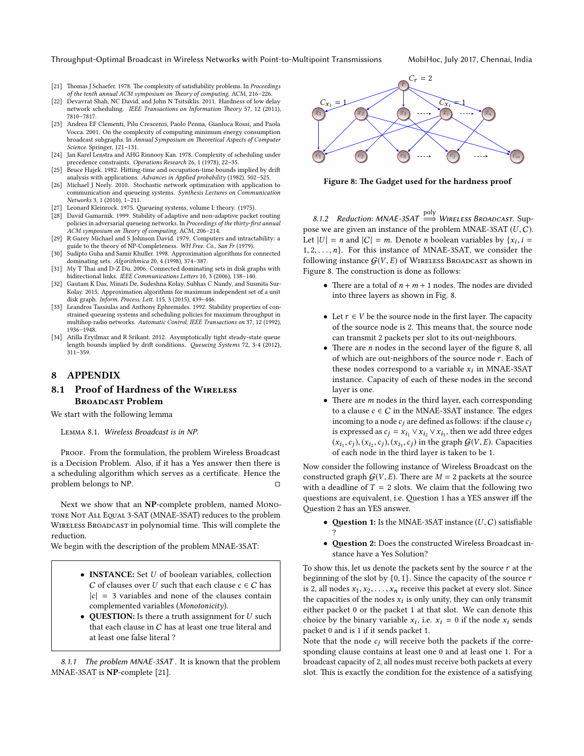[21] Thomas J Schaefer. 1978. The complexity of satisfiability problems. In *Proceedings of the tenth annual ACM symposium on Theory of computing*. ACM, 216–226.

[22] Devavrat Shah, NC David, and John N Tsitsiklis. 2011. Hardness of low delay network scheduling. *IEEE Transactions on Information Theory* 57, 12 (2011), 7810–7817.

[23] Andrea EF Clementi, Pilu Crescenzi, Paolo Penna, Gianluca Rossi, and Paola Vocca. 2001. On the complexity of computing minimum energy consumption broadcast subgraphs. In *Annual Symposium on Theoretical Aspects of Computer Science*. Springer, 121–131.

[24] Jan Karel Lenstra and AHG Rinnooy Kan. 1978. Complexity of scheduling under precedence constraints. *Operations Research* 26, 1 (1978), 22–35.

[25] Bruce Hajek. 1982. Hitting-time and occupation-time bounds implied by drift analysis with applications. *Advances in Applied probability* (1982), 502–525.

[26] Michael J Neely. 2010. Stochastic network optimization with application to communication and queueing systems. *Synthesis Lectures on Communication Networks* 3, 1 (2010), 1–211.

[27] Leonard Kleinrock. 1975. Queueing systems, volume I: theory. (1975).

[28] David Gamarnik. 1999. Stability of adaptive and non-adaptive packet routing policies in adversarial queueing networks. In *Proceedings of the thirty-first annual ACM symposium on Theory of computing*. ACM, 206–214.

[29] R Garey Michael and S Johnson David. 1979. Computers and intractability: a guide to the theory of NP-Completeness. *WH Free. Co., San Fr* (1979).

[30] Sudipto Guha and Samir Khuller. 1998. Approximation algorithms for connected dominating sets. *Algorithmica* 20, 4 (1998), 374–387.

[31] My T Thai and D-Z Du. 2006. Connected dominating sets in disk graphs with bidirectional links. *IEEE Communications Letters* 10, 3 (2006), 138–140.

[32] Gautam K Das, Minati De, Sudeshna Kolay, Subhas C Nandy, and Susmita Sur-Kolay. 2015. Approximation algorithms for maximum independent set of a unit disk graph. *Inform. Process. Lett.* 115, 3 (2015), 439–446.

[33] Leandros Tassiulas and Anthony Ephremides. 1992. Stability properties of constrained queueing systems and scheduling policies for maximum throughput in multihop radio networks. *Automatic Control, IEEE Transactions on* 37, 12 (1992), 1936–1948.

[34] Atilla Eryilmaz and R Srikant. 2012. Asymptotically tight steady-state queue length bounds implied by drift conditions. *Queueing Systems* 72, 3-4 (2012), 311–359.

# 8 APPENDIX

## 8.1 Proof of Hardness of the Wireless Broadcast Problem

We start with the following lemma

Lemma 8.1. *Wireless Broadcast is in NP.*

Proof. From the formulation, the problem Wireless Broadcast is a Decision Problem. Also, if it has a Yes answer then there is a scheduling algorithm which serves as a certificate. Hence the problem belongs to NP. □

Next we show that an **NP**-complete problem, named Monotone Not All Equal 3-SAT (MNAE-3SAT) reduces to the problem Wireless Broadcast in polynomial time. This will complete the reduction.

We begin with the description of the problem MNAE-3SAT:

- **INSTANCE:** Set $U$ of boolean variables, collection $C$ of clauses over $U$ such that each clause $c \in C$ has $|c| = 3$ variables and none of the clauses contain complemented variables (*Monotonicity*).
- **QUESTION:** Is there a truth assignment for $U$ such that each clause in $C$ has at least one true literal and at least one false literal ?

*8.1.1 The problem MNAE-3SAT .* It is known that the problem MNAE-3SAT is **NP**-complete [21].

Figure 8: The Gadget used for the hardness proof

*8.1.2 Reduction: MNAE-3SAT $\overset{\text{poly}}{\Longrightarrow}$ Wireless Broadcast.* Suppose we are given an instance of the problem MNAE-3SAT $(U, C)$. Let $|U| = n$ and $|C| = m$. Denote $n$ boolean variables by $\{x_i, i = 1, 2, \ldots, n\}$. For this instance of MNAE-3SAT, we consider the following instance $\mathcal{G}(V, E)$ of Wireless Broadcast as shown in Figure 8. The construction is done as follows:

- There are a total of $n + m + 1$ nodes. The nodes are divided into three layers as shown in Fig. 8.
- Let $\mathsf{r} \in V$ be the source node in the first layer. The capacity of the source node is 2. This means that, the source node can transmit 2 packets per slot to its out-neighbours.
- There are $n$ nodes in the second layer of the figure 8, all of which are out-neighbors of the source node $\mathsf{r}$. Each of these nodes correspond to a variable $x_i$ in MNAE-3SAT instance. Capacity of each of these nodes in the second layer is one.
- There are $m$ nodes in the third layer, each corresponding to a clause $c \in C$ in the MNAE-3SAT instance. The edges incoming to a node $c_j$ are defined as follows: if the clause $c_j$ is expressed as $c_j = x_{i_1} \vee x_{i_2} \vee x_{i_3}$, then we add three edges $(x_{i_1}, c_j), (x_{i_2}, c_j), (x_{i_3}, c_j)$ in the graph $\mathcal{G}(V, E)$. Capacities of each node in the third layer is taken to be 1.

Now consider the following instance of Wireless Broadcast on the constructed graph $\mathcal{G}(V, E)$. There are $M = 2$ packets at the source with a deadline of $T = 2$ slots. We claim that the following two questions are equivalent, i.e. Question 1 has a YES answer iff the Question 2 has an YES answer.

- **Question 1:** Is the MNAE-3SAT instance $(U, C)$ satisfiable ?
- **Question 2:** Does the constructed Wireless Broadcast instance have a Yes Solution?

To show this, let us denote the packets sent by the source $\mathsf{r}$ at the beginning of the slot by $\{0, 1\}$. Since the capacity of the source $\mathsf{r}$ is 2, all nodes $x_1, x_2, \ldots, x_n$ receive this packet at every slot. Since the capacities of the nodes $x_i$ is only unity, they can only transmit either packet 0 or the packet 1 at that slot. We can denote this choice by the binary variable $x_i$, i.e. $x_i = 0$ if the node $x_i$ sends packet 0 and is 1 if it sends packet 1.

Note that the node $c_j$ will receive both the packets if the corresponding clause contains at least one 0 and at least one 1. For a broadcast capacity of 2, all nodes must receive both packets at every slot. This is exactly the condition for the existence of a satisfying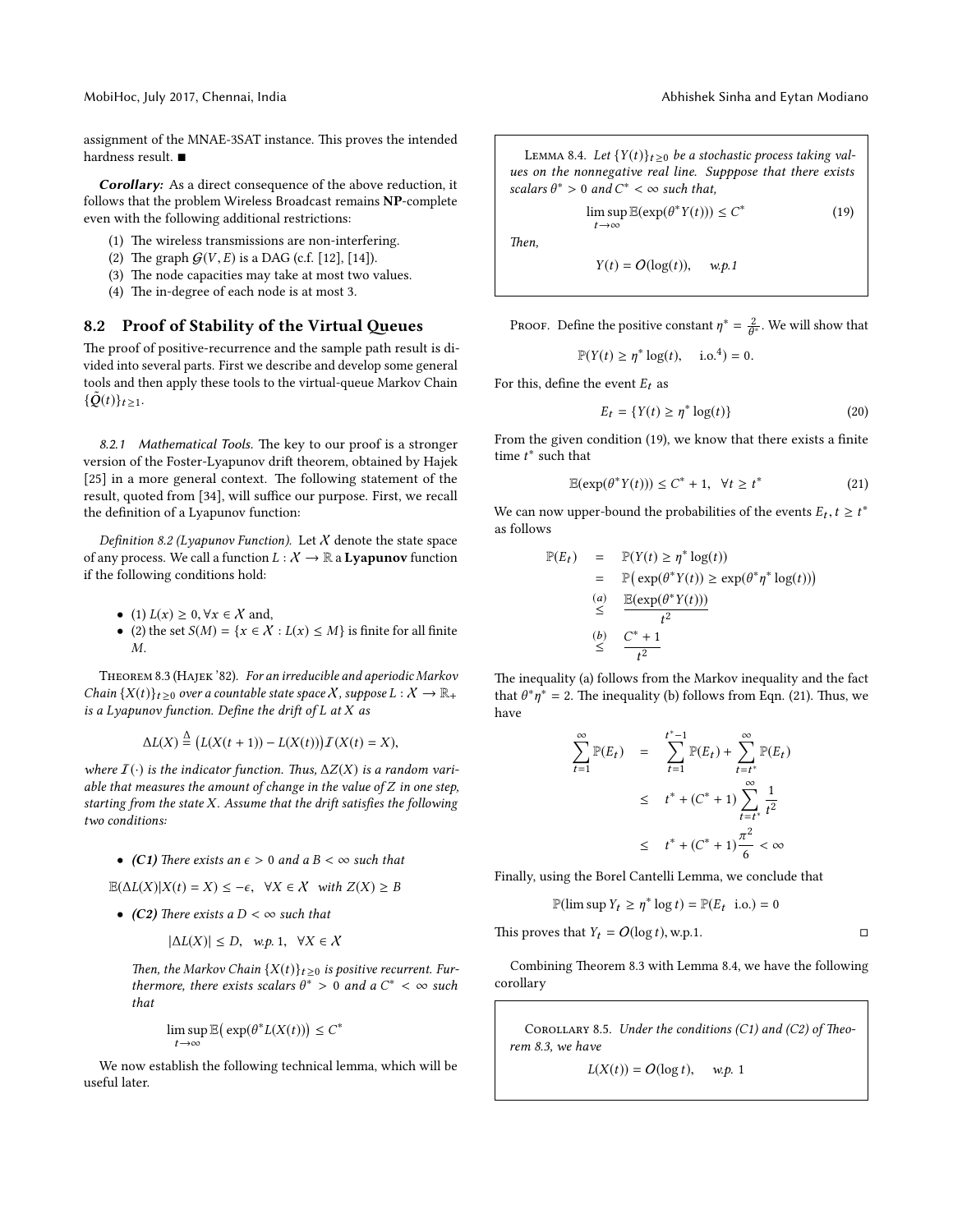assignment of the MNAE-3SAT instance. This proves the intended hardness result. ■

***Corollary:*** As a direct consequence of the above reduction, it follows that the problem Wireless Broadcast remains **NP**-complete even with the following additional restrictions:

1. The wireless transmissions are non-interfering.
2. The graph $\mathcal{G}(V, E)$ is a DAG (c.f. [12], [14]).
3. The node capacities may take at most two values.
4. The in-degree of each node is at most 3.

## 8.2 Proof of Stability of the Virtual Queues

The proof of positive-recurrence and the sample path result is divided into several parts. First we describe and develop some general tools and then apply these tools to the virtual-queue Markov Chain $\{\tilde{Q}(t)\}_{t\geq 1}$.

### 8.2.1 Mathematical Tools.

The key to our proof is a stronger version of the Foster-Lyapunov drift theorem, obtained by Hajek [25] in a more general context. The following statement of the result, quoted from [34], will suffice our purpose. First, we recall the definition of a Lyapunov function:

*Definition 8.2 (Lyapunov Function).* Let $\mathcal{X}$ denote the state space of any process. We call a function $L : \mathcal{X} \to \mathbb{R}$ a **Lyapunov** function if the following conditions hold:

- (1) $L(x) \geq 0, \forall x \in \mathcal{X}$ and,
- (2) the set $S(M) = \{x \in \mathcal{X} : L(x) \leq M\}$ is finite for all finite $M$.

Theorem 8.3 (Hajek '82). *For an irreducible and aperiodic Markov Chain $\{X(t)\}_{t\geq 0}$ over a countable state space $\mathcal{X}$, suppose $L : \mathcal{X} \to \mathbb{R}_+$ is a Lyapunov function. Define the drift of $L$ at $X$ as*

$$\Delta L(X) \stackrel{\Delta}{=} \big(L(X(t+1)) - L(X(t))\big)\mathcal{I}(X(t) = X),$$

*where $\mathcal{I}(\cdot)$ is the indicator function. Thus, $\Delta Z(X)$ is a random variable that measures the amount of change in the value of $Z$ in one step, starting from the state $X$. Assume that the drift satisfies the following two conditions:*

- ***(C1)*** *There exists an $\epsilon > 0$ and a $B < \infty$ such that*

$$\mathbb{E}(\Delta L(X)|X(t) = X) \leq -\epsilon, \quad \forall X \in \mathcal{X} \;\; \text{with } Z(X) \geq B$$

- ***(C2)*** *There exists a $D < \infty$ such that*

$$|\Delta L(X)| \leq D, \quad \text{w.p. } 1, \quad \forall X \in \mathcal{X}$$

*Then, the Markov Chain $\{X(t)\}_{t\geq 0}$ is positive recurrent. Furthermore, there exists scalars $\theta^* > 0$ and a $C^* < \infty$ such that*

$$\limsup_{t\to\infty} \mathbb{E}\big(\exp(\theta^* L(X(t))\big) \leq C^*$$

We now establish the following technical lemma, which will be useful later.

Lemma 8.4. *Let $\{Y(t)\}_{t\geq 0}$ be a stochastic process taking values on the nonnegative real line. Supppose that there exists scalars $\theta^* > 0$ and $C^* < \infty$ such that,*

$$\limsup_{t\to\infty} \mathbb{E}(\exp(\theta^* Y(t))) \leq C^* \tag{19}$$

*Then,*

$$Y(t) = \mathcal{O}(\log(t)), \quad \text{w.p.1}$$

Proof. Define the positive constant $\eta^* = \frac{2}{\theta^*}$. We will show that

$$\mathbb{P}(Y(t) \geq \eta^* \log(t), \quad \text{i.o.}^4) = 0.$$

For this, define the event $E_t$ as

$$E_t = \{Y(t) \geq \eta^* \log(t)\} \tag{20}$$

From the given condition (19), we know that there exists a finite time $t^*$ such that

$$\mathbb{E}(\exp(\theta^* Y(t))) \leq C^* + 1, \quad \forall t \geq t^* \tag{21}$$

We can now upper-bound the probabilities of the events $E_t, t \geq t^*$ as follows

$$\begin{aligned}
\mathbb{P}(E_t) &= \mathbb{P}(Y(t) \geq \eta^* \log(t)) \\
&= \mathbb{P}\big(\exp(\theta^* Y(t)) \geq \exp(\theta^* \eta^* \log(t))\big) \\
&\stackrel{(a)}{\leq} \frac{\mathbb{E}(\exp(\theta^* Y(t)))}{t^2} \\
&\stackrel{(b)}{\leq} \frac{C^* + 1}{t^2}
\end{aligned}$$

The inequality (a) follows from the Markov inequality and the fact that $\theta^* \eta^* = 2$. The inequality (b) follows from Eqn. (21). Thus, we have

$$\begin{aligned}
\sum_{t=1}^{\infty} \mathbb{P}(E_t) &= \sum_{t=1}^{t^*-1} \mathbb{P}(E_t) + \sum_{t=t^*}^{\infty} \mathbb{P}(E_t) \\
&\leq t^* + (C^* + 1) \sum_{t=t^*}^{\infty} \frac{1}{t^2} \\
&\leq t^* + (C^* + 1)\frac{\pi^2}{6} < \infty
\end{aligned}$$

Finally, using the Borel Cantelli Lemma, we conclude that

$$\mathbb{P}(\limsup Y_t \geq \eta^* \log t) = \mathbb{P}(E_t \;\; \text{i.o.}) = 0$$

This proves that $Y_t = \mathcal{O}(\log t)$, w.p.1. □

Combining Theorem 8.3 with Lemma 8.4, we have the following corollary

Corollary 8.5. *Under the conditions (C1) and (C2) of Theorem 8.3, we have*

$$L(X(t)) = \mathcal{O}(\log t), \quad \text{w.p. } 1$$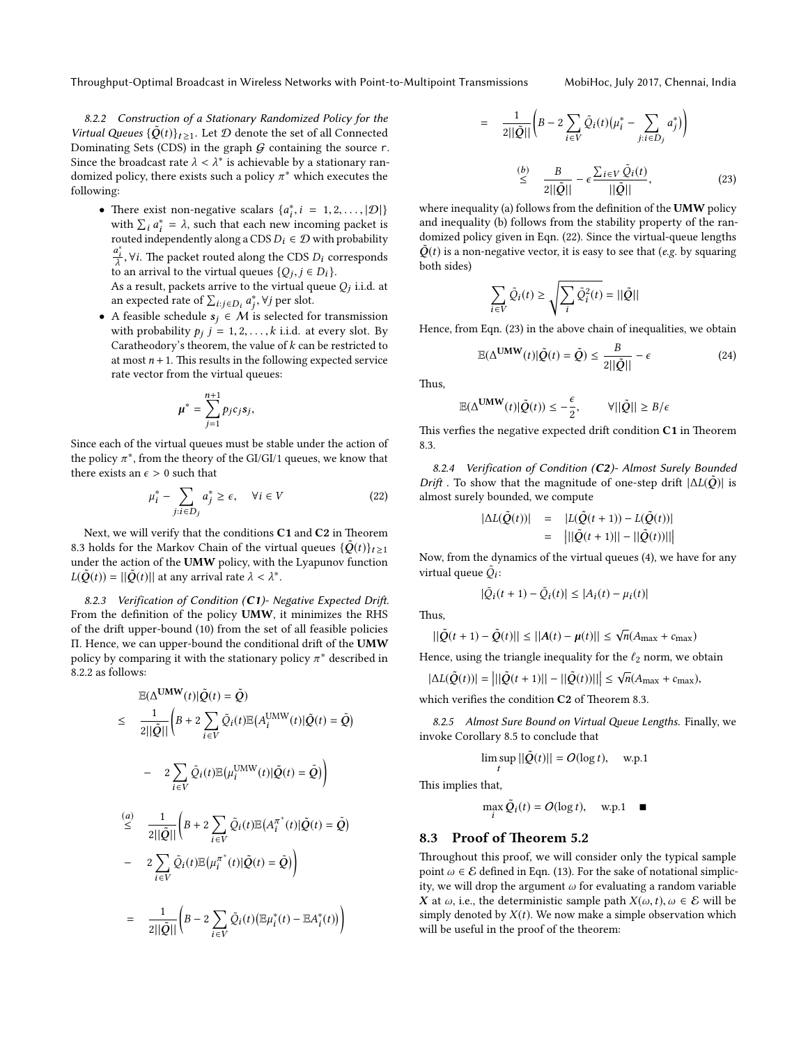#### 8.2.2 Construction of a Stationary Randomized Policy for the Virtual Queues $\{\tilde{\boldsymbol{Q}}(t)\}_{t\geq 1}$.

Let $\mathcal{D}$ denote the set of all Connected Dominating Sets (CDS) in the graph $\mathcal{G}$ containing the source $r$. Since the broadcast rate $\lambda < \lambda^*$ is achievable by a stationary randomized policy, there exists such a policy $\pi^*$ which executes the following:

- There exist non-negative scalars $\{a_i^*, i = 1, 2, \ldots, |\mathcal{D}|\}$ with $\sum_i a_i^* = \lambda$, such that each new incoming packet is routed independently along a CDS $D_i \in \mathcal{D}$ with probability $\frac{a_i^*}{\lambda}, \forall i$. The packet routed along the CDS $D_i$ corresponds to an arrival to the virtual queues $\{Q_j, j \in D_i\}$.
  As a result, packets arrive to the virtual queue $Q_j$ i.i.d. at an expected rate of $\sum_{i:j\in D_i} a_j^*, \forall j$ per slot.
- A feasible schedule $\boldsymbol{s}_j \in \mathcal{M}$ is selected for transmission with probability $p_j$ $j = 1, 2, \ldots, k$ i.i.d. at every slot. By Caratheodory's theorem, the value of $k$ can be restricted to at most $n+1$. This results in the following expected service rate vector from the virtual queues:

$$\boldsymbol{\mu}^* = \sum_{j=1}^{n+1} p_j c_j \boldsymbol{s}_j,$$

Since each of the virtual queues must be stable under the action of the policy $\pi^*$, from the theory of the GI/GI/1 queues, we know that there exists an $\epsilon > 0$ such that

$$\mu_i^* - \sum_{j:i\in D_j} a_j^* \geq \epsilon, \quad \forall i \in V \tag{22}$$

Next, we will verify that the conditions **C1** and **C2** in Theorem 8.3 holds for the Markov Chain of the virtual queues $\{\tilde{\boldsymbol{Q}}(t)\}_{t\geq 1}$ under the action of the **UMW** policy, with the Lyapunov function $L(\tilde{\boldsymbol{Q}}(t)) = ||\tilde{\boldsymbol{Q}}(t)||$ at any arrival rate $\lambda < \lambda^*$.

#### 8.2.3 Verification of Condition (C1)- Negative Expected Drift.

From the definition of the policy **UMW**, it minimizes the RHS of the drift upper-bound (10) from the set of all feasible policies $\Pi$. Hence, we can upper-bound the conditional drift of the **UMW** policy by comparing it with the stationary policy $\pi^*$ described in 8.2.2 as follows:

$$\begin{aligned}
&\mathbb{E}(\Delta^{\textbf{UMW}}(t)|\tilde{\boldsymbol{Q}}(t) = \tilde{\boldsymbol{Q}}) \\
\leq\ & \frac{1}{2||\tilde{\boldsymbol{Q}}||}\bigg(B + 2\sum_{i\in V}\tilde{Q}_i(t)\mathbb{E}\big(A_i^{\text{UMW}}(t)|\tilde{\boldsymbol{Q}}(t) = \tilde{\boldsymbol{Q}}\big) \\
-\ & 2\sum_{i\in V}\tilde{Q}_i(t)\mathbb{E}\big(\mu_i^{\text{UMW}}(t)|\tilde{\boldsymbol{Q}}(t) = \tilde{\boldsymbol{Q}}\big)\bigg) \\
\overset{(a)}{\leq}\ & \frac{1}{2||\tilde{\boldsymbol{Q}}||}\bigg(B + 2\sum_{i\in V}\tilde{Q}_i(t)\mathbb{E}\big(A_i^{\pi^*}(t)|\tilde{\boldsymbol{Q}}(t) = \tilde{\boldsymbol{Q}}\big) \\
-\ & 2\sum_{i\in V}\tilde{Q}_i(t)\mathbb{E}\big(\mu_i^{\pi^*}(t)|\tilde{\boldsymbol{Q}}(t) = \tilde{\boldsymbol{Q}}\big)\bigg) \\
=\ & \frac{1}{2||\tilde{\boldsymbol{Q}}||}\bigg(B - 2\sum_{i\in V}\tilde{Q}_i(t)\big(\mathbb{E}\mu_i^*(t) - \mathbb{E}A_i^*(t)\big)\bigg) \\
=\ & \frac{1}{2||\tilde{\boldsymbol{Q}}||}\bigg(B - 2\sum_{i\in V}\tilde{Q}_i(t)\big(\mu_i^* - \sum_{j:i\in D_j} a_j^*\big)\bigg) \\
\overset{(b)}{\leq}\ & \frac{B}{2||\tilde{\boldsymbol{Q}}||} - \epsilon\frac{\sum_{i\in V}\tilde{Q}_i(t)}{||\tilde{\boldsymbol{Q}}||},
\end{aligned} \tag{23}$$

where inequality (a) follows from the definition of the **UMW** policy and inequality (b) follows from the stability property of the randomized policy given in Eqn. (22). Since the virtual-queue lengths $\tilde{\boldsymbol{Q}}(t)$ is a non-negative vector, it is easy to see that (*e.g.* by squaring both sides)

$$\sum_{i\in V}\tilde{Q}_i(t) \geq \sqrt{\sum_i \tilde{Q}_i^2(t)} = ||\tilde{\boldsymbol{Q}}||$$

Hence, from Eqn. (23) in the above chain of inequalities, we obtain

$$\mathbb{E}(\Delta^{\textbf{UMW}}(t)|\tilde{\boldsymbol{Q}}(t) = \tilde{\boldsymbol{Q}}) \leq \frac{B}{2||\tilde{\boldsymbol{Q}}||} - \epsilon \tag{24}$$

Thus,

$$\mathbb{E}(\Delta^{\textbf{UMW}}(t)|\tilde{\boldsymbol{Q}}(t)) \leq -\frac{\epsilon}{2}, \qquad \forall ||\tilde{\boldsymbol{Q}}|| \geq B/\epsilon$$

This verfies the negative expected drift condition **C1** in Theorem 8.3.

#### 8.2.4 Verification of Condition (C2)- Almost Surely Bounded Drift.

To show that the magnitude of one-step drift $|\Delta L(\tilde{\boldsymbol{Q}})|$ is almost surely bounded, we compute

$$\begin{aligned}
|\Delta L(\tilde{\boldsymbol{Q}}(t))| &= |L(\tilde{\boldsymbol{Q}}(t+1)) - L(\tilde{\boldsymbol{Q}}(t))| \\
&= \big|||\tilde{\boldsymbol{Q}}(t+1)|| - ||\tilde{\boldsymbol{Q}}(t)||\big|
\end{aligned}$$

Now, from the dynamics of the virtual queues (4), we have for any virtual queue $\tilde{Q}_i$:

$$|\tilde{Q}_i(t+1) - \tilde{Q}_i(t)| \leq |A_i(t) - \mu_i(t)|$$

Thus,

$$||\tilde{\boldsymbol{Q}}(t+1) - \tilde{\boldsymbol{Q}}(t)|| \leq ||\boldsymbol{A}(t) - \boldsymbol{\mu}(t)|| \leq \sqrt{n}(A_{\max} + c_{\max})$$

Hence, using the triangle inequality for the $\ell_2$ norm, we obtain

$$|\Delta L(\tilde{\boldsymbol{Q}}(t))| = \big|||\tilde{\boldsymbol{Q}}(t+1)|| - ||\tilde{\boldsymbol{Q}}(t)||\big| \leq \sqrt{n}(A_{\max} + c_{\max}),$$

which verifies the condition **C2** of Theorem 8.3.

#### 8.2.5 Almost Sure Bound on Virtual Queue Lengths.

Finally, we invoke Corollary 8.5 to conclude that

$$\limsup_t ||\tilde{\boldsymbol{Q}}(t)|| = \mathcal{O}(\log t), \quad \text{w.p.1}$$

This implies that,

$$\max_i \tilde{\boldsymbol{Q}}_i(t) = \mathcal{O}(\log t), \quad \text{w.p.1} \quad \blacksquare$$

## 8.3 Proof of Theorem 5.2

Throughout this proof, we will consider only the typical sample point $\omega \in \mathcal{E}$ defined in Eqn. (13). For the sake of notational simplicity, we will drop the argument $\omega$ for evaluating a random variable $\boldsymbol{X}$ at $\omega$, i.e., the deterministic sample path $X(\omega, t), \omega \in \mathcal{E}$ will be simply denoted by $X(t)$. We now make a simple observation which will be useful in the proof of the theorem: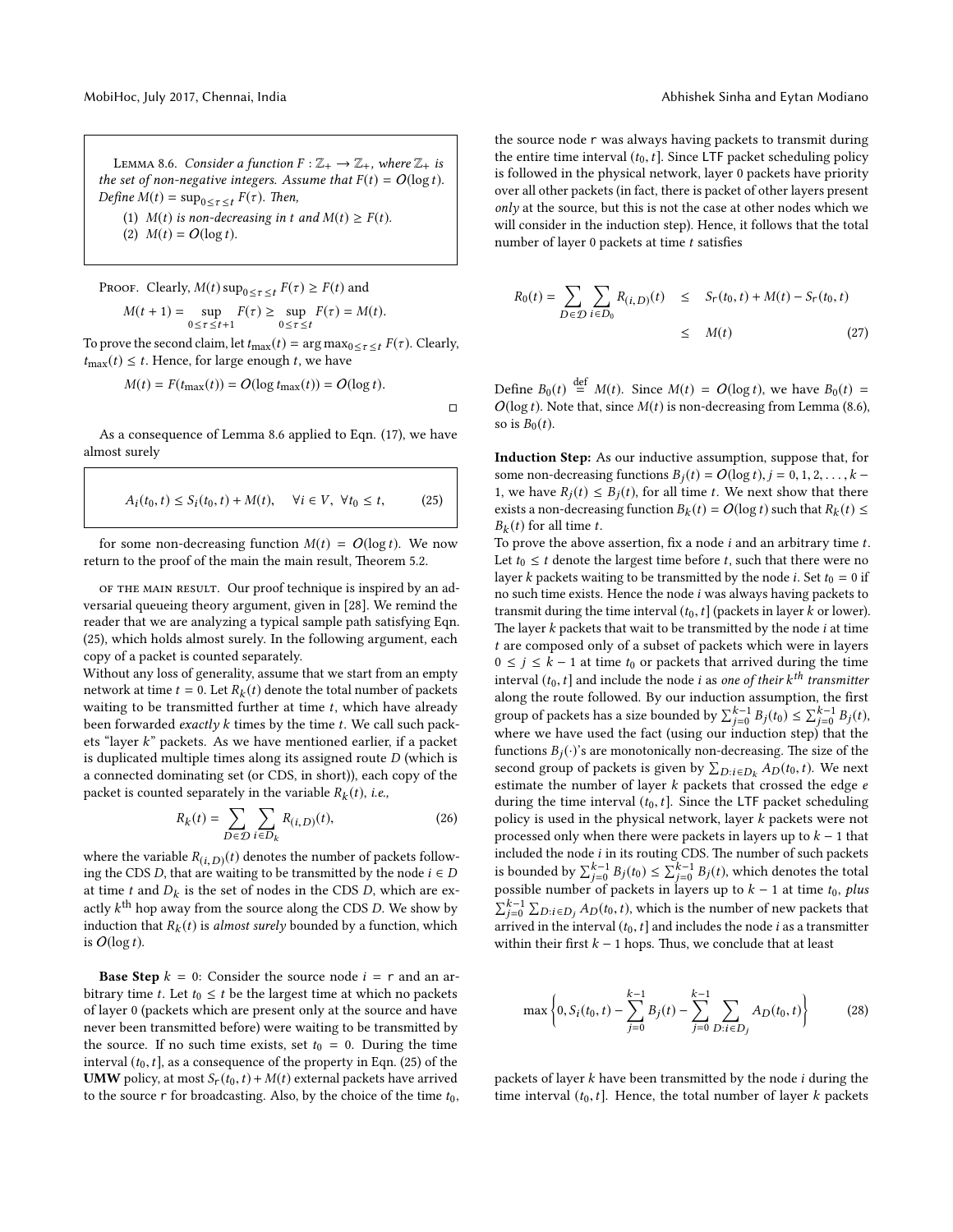Lemma 8.6. *Consider a function $F : \mathbb{Z}_+ \longrightarrow \mathbb{Z}_+$, where $\mathbb{Z}_+$ is the set of non-negative integers. Assume that $F(t) = O(\log t)$. Define $M(t) = \sup_{0 \le \tau \le t} F(\tau)$. Then,*

1. *$M(t)$ is non-decreasing in $t$ and $M(t) \ge F(t)$.*
2. *$M(t) = O(\log t)$.*

Proof. Clearly, $M(t) \sup_{0 \le \tau \le t} F(\tau) \ge F(t)$ and

$$M(t+1) = \sup_{0 \le \tau \le t+1} F(\tau) \ge \sup_{0 \le \tau \le t} F(\tau) = M(t).$$

To prove the second claim, let $t_{\max}(t) = \arg\max_{0 \le \tau \le t} F(\tau)$. Clearly, $t_{\max}(t) \le t$. Hence, for large enough $t$, we have

$$M(t) = F(t_{\max}(t)) = O(\log t_{\max}(t)) = O(\log t).$$

□

As a consequence of Lemma 8.6 applied to Eqn. (17), we have almost surely

$$A_i(t_0, t) \le S_i(t_0, t) + M(t), \quad \forall i \in V, \ \forall t_0 \le t, \tag{25}$$

for some non-decreasing function $M(t) = O(\log t)$. We now return to the proof of the main the main result, Theorem 5.2.

Of the main result. Our proof technique is inspired by an adversarial queueing theory argument, given in [28]. We remind the reader that we are analyzing a typical sample path satisfying Eqn. (25), which holds almost surely. In the following argument, each copy of a packet is counted separately.

Without any loss of generality, assume that we start from an empty network at time $t = 0$. Let $R_k(t)$ denote the total number of packets waiting to be transmitted further at time $t$, which have already been forwarded *exactly* $k$ times by the time $t$. We call such packets "layer $k$" packets. As we have mentioned earlier, if a packet is duplicated multiple times along its assigned route $D$ (which is a connected dominating set (or CDS, in short)), each copy of the packet is counted separately in the variable $R_k(t)$, *i.e.,*

$$R_k(t) = \sum_{D \in \mathcal{D}} \sum_{i \in D_k} R_{(i,D)}(t), \tag{26}$$

where the variable $R_{(i,D)}(t)$ denotes the number of packets following the CDS $D$, that are waiting to be transmitted by the node $i \in D$ at time $t$ and $D_k$ is the set of nodes in the CDS $D$, which are exactly $k^{\text{th}}$ hop away from the source along the CDS $D$. We show by induction that $R_k(t)$ is *almost surely* bounded by a function, which is $O(\log t)$.

**Base Step** $k = 0$: Consider the source node $i = \mathsf{r}$ and an arbitrary time $t$. Let $t_0 \le t$ be the largest time at which no packets of layer 0 (packets which are present only at the source and have never been transmitted before) were waiting to be transmitted by the source. If no such time exists, set $t_0 = 0$. During the time interval $(t_0, t]$, as a consequence of the property in Eqn. (25) of the **UMW** policy, at most $S_{\mathsf{r}}(t_0, t) + M(t)$ external packets have arrived to the source $\mathsf{r}$ for broadcasting. Also, by the choice of the time $t_0$, the source node $\mathsf{r}$ was always having packets to transmit during the entire time interval $(t_0, t]$. Since LTF packet scheduling policy is followed in the physical network, layer 0 packets have priority over all other packets (in fact, there is packet of other layers present *only* at the source, but this is not the case at other nodes which we will consider in the induction step). Hence, it follows that the total number of layer 0 packets at time $t$ satisfies

$$\begin{aligned} R_0(t) = \sum_{D \in \mathcal{D}} \sum_{i \in D_0} R_{(i,D)}(t) &\le S_{\mathsf{r}}(t_0, t) + M(t) - S_{\mathsf{r}}(t_0, t) \\ &\le M(t) \end{aligned} \tag{27}$$

Define $B_0(t) \stackrel{\text{def}}{=} M(t)$. Since $M(t) = O(\log t)$, we have $B_0(t) = O(\log t)$. Note that, since $M(t)$ is non-decreasing from Lemma (8.6), so is $B_0(t)$.

**Induction Step:** As our inductive assumption, suppose that, for some non-decreasing functions $B_j(t) = O(\log t), j = 0, 1, 2, \ldots, k-1$, we have $R_j(t) \le B_j(t)$, for all time $t$. We next show that there exists a non-decreasing function $B_k(t) = O(\log t)$ such that $R_k(t) \le B_k(t)$ for all time $t$.

To prove the above assertion, fix a node $i$ and an arbitrary time $t$. Let $t_0 \le t$ denote the largest time before $t$, such that there were no layer $k$ packets waiting to be transmitted by the node $i$. Set $t_0 = 0$ if no such time exists. Hence the node $i$ was always having packets to transmit during the time interval $(t_0, t]$ (packets in layer $k$ or lower). The layer $k$ packets that wait to be transmitted by the node $i$ at time $t$ are composed only of a subset of packets which were in layers $0 \le j \le k-1$ at time $t_0$ or packets that arrived during the time interval $(t_0, t]$ and include the node $i$ as *one of their $k^{th}$ transmitter* along the route followed. By our induction assumption, the first group of packets has a size bounded by $\sum_{j=0}^{k-1} B_j(t_0) \le \sum_{j=0}^{k-1} B_j(t)$, where we have used the fact (using our induction step) that the functions $B_j(\cdot)$'s are monotonically non-decreasing. The size of the second group of packets is given by $\sum_{D: i \in D_k} A_D(t_0, t)$. We next estimate the number of layer $k$ packets that crossed the edge $e$ during the time interval $(t_0, t]$. Since the LTF packet scheduling policy is used in the physical network, layer $k$ packets were not processed only when there were packets in layers up to $k-1$ that included the node $i$ in its routing CDS. The number of such packets is bounded by $\sum_{j=0}^{k-1} B_j(t_0) \le \sum_{j=0}^{k-1} B_j(t)$, which denotes the total possible number of packets in layers up to $k-1$ at time $t_0$, *plus* $\sum_{j=0}^{k-1} \sum_{D: i \in D_j} A_D(t_0, t)$, which is the number of new packets that arrived in the interval $(t_0, t]$ and includes the node $i$ as a transmitter within their first $k-1$ hops. Thus, we conclude that at least

$$\max\left\{0, S_i(t_0, t) - \sum_{j=0}^{k-1} B_j(t) - \sum_{j=0}^{k-1} \sum_{D: i \in D_j} A_D(t_0, t)\right\} \tag{28}$$

packets of layer $k$ have been transmitted by the node $i$ during the time interval $(t_0, t]$. Hence, the total number of layer $k$ packets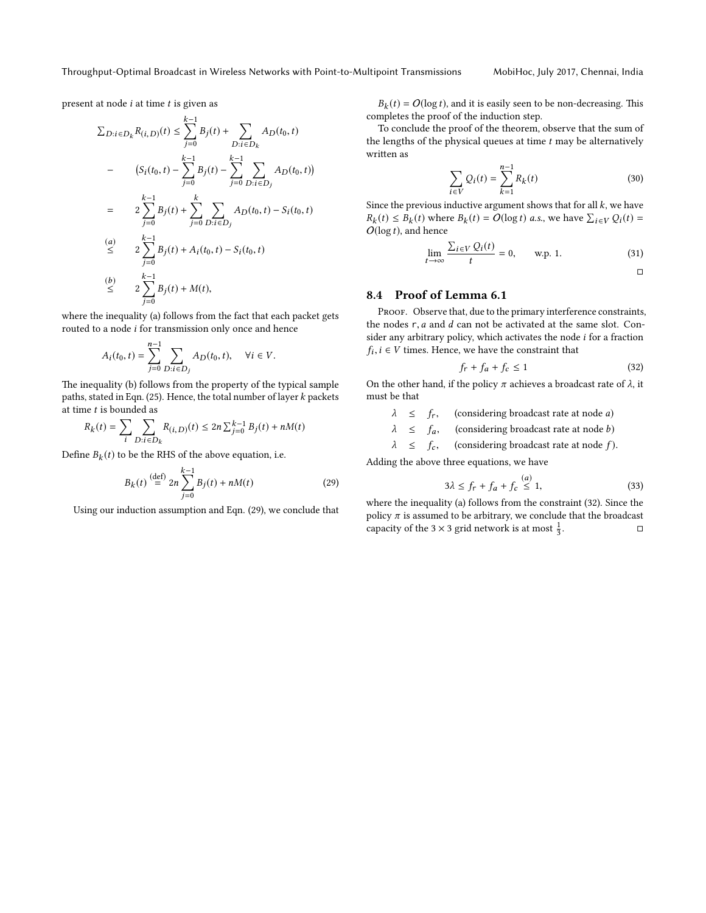present at node $i$ at time $t$ is given as

$$
\begin{aligned}
\sum_{D:i\in D_k} R_{(i,D)}(t) &\leq \sum_{j=0}^{k-1} B_j(t) + \sum_{D:i\in D_k} A_D(t_0,t) \\
&- \quad \Big(S_i(t_0,t) - \sum_{j=0}^{k-1} B_j(t) - \sum_{j=0}^{k-1}\sum_{D:i\in D_j} A_D(t_0,t)\Big) \\
&= \quad 2\sum_{j=0}^{k-1} B_j(t) + \sum_{j=0}^{k}\sum_{D:i\in D_j} A_D(t_0,t) - S_i(t_0,t) \\
&\stackrel{(a)}{\leq} \quad 2\sum_{j=0}^{k-1} B_j(t) + A_i(t_0,t) - S_i(t_0,t) \\
&\stackrel{(b)}{\leq} \quad 2\sum_{j=0}^{k-1} B_j(t) + M(t),
\end{aligned}
$$

where the inequality (a) follows from the fact that each packet gets routed to a node $i$ for transmission only once and hence

$$
A_i(t_0,t) = \sum_{j=0}^{n-1}\sum_{D:i\in D_j} A_D(t_0,t), \quad \forall i \in V.
$$

The inequality (b) follows from the property of the typical sample paths, stated in Eqn. (25). Hence, the total number of layer $k$ packets at time $t$ is bounded as

$$
R_k(t) = \sum_i \sum_{D:i\in D_k} R_{(i,D)}(t) \leq 2n\sum_{j=0}^{k-1} B_j(t) + nM(t)
$$

Define $B_k(t)$ to be the RHS of the above equation, i.e.

$$
B_k(t) \stackrel{(\text{def})}{=} 2n\sum_{j=0}^{k-1} B_j(t) + nM(t) \tag{29}
$$

Using our induction assumption and Eqn. (29), we conclude that $B_k(t) = O(\log t)$, and it is easily seen to be non-decreasing. This completes the proof of the induction step.

To conclude the proof of the theorem, observe that the sum of the lengths of the physical queues at time $t$ may be alternatively written as

$$
\sum_{i\in V} Q_i(t) = \sum_{k=1}^{n-1} R_k(t) \tag{30}
$$

Since the previous inductive argument shows that for all $k$, we have $R_k(t) \leq B_k(t)$ where $B_k(t) = O(\log t)$ *a.s.*, we have $\sum_{i\in V} Q_i(t) = O(\log t)$, and hence

$$
\lim_{t\to\infty} \frac{\sum_{i\in V} Q_i(t)}{t} = 0, \qquad \text{w.p. 1.} \tag{31}
$$

□

## 8.4 Proof of Lemma 6.1

Proof. Observe that, due to the primary interference constraints, the nodes $r, a$ and $d$ can not be activated at the same slot. Consider any arbitrary policy, which activates the node $i$ for a fraction $f_i, i \in V$ times. Hence, we have the constraint that

$$
f_r + f_a + f_c \leq 1 \tag{32}
$$

On the other hand, if the policy $\pi$ achieves a broadcast rate of $\lambda$, it must be that

$$
\begin{aligned}
\lambda &\leq f_r, && \text{(considering broadcast rate at node } a\text{)} \\
\lambda &\leq f_a, && \text{(considering broadcast rate at node } b\text{)} \\
\lambda &\leq f_c, && \text{(considering broadcast rate at node } f\text{).}
\end{aligned}
$$

Adding the above three equations, we have

$$
3\lambda \leq f_r + f_a + f_c \stackrel{(a)}{\leq} 1, \tag{33}
$$

where the inequality (a) follows from the constraint (32). Since the policy $\pi$ is assumed to be arbitrary, we conclude that the broadcast capacity of the $3 \times 3$ grid network is at most $\frac{1}{3}$. □